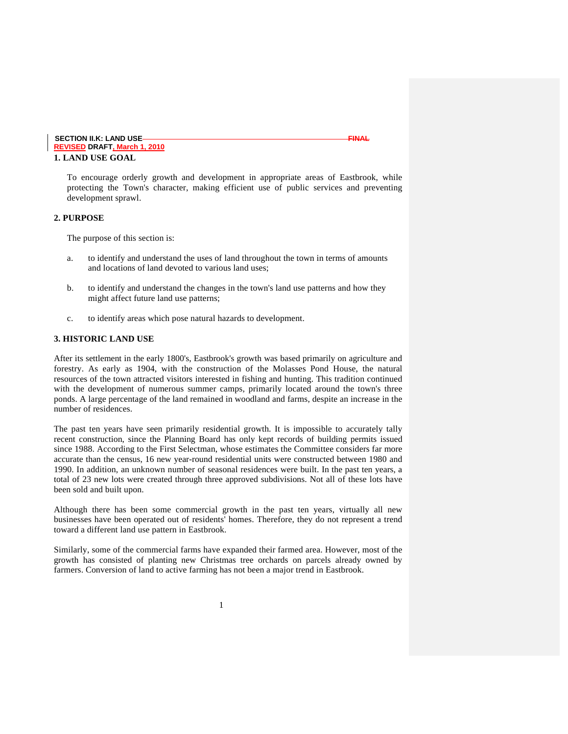**SECTION II.K: LAND USE** ~~FINAL~~
**REVISED DRAFT, March 1, 2010**

## 1. LAND USE GOAL

To encourage orderly growth and development in appropriate areas of Eastbrook, while protecting the Town's character, making efficient use of public services and preventing development sprawl.

## 2. PURPOSE

The purpose of this section is:

a. to identify and understand the uses of land throughout the town in terms of amounts and locations of land devoted to various land uses;

b. to identify and understand the changes in the town's land use patterns and how they might affect future land use patterns;

c. to identify areas which pose natural hazards to development.

## 3. HISTORIC LAND USE

After its settlement in the early 1800's, Eastbrook's growth was based primarily on agriculture and forestry. As early as 1904, with the construction of the Molasses Pond House, the natural resources of the town attracted visitors interested in fishing and hunting. This tradition continued with the development of numerous summer camps, primarily located around the town's three ponds. A large percentage of the land remained in woodland and farms, despite an increase in the number of residences.

The past ten years have seen primarily residential growth. It is impossible to accurately tally recent construction, since the Planning Board has only kept records of building permits issued since 1988. According to the First Selectman, whose estimates the Committee considers far more accurate than the census, 16 new year-round residential units were constructed between 1980 and 1990. In addition, an unknown number of seasonal residences were built. In the past ten years, a total of 23 new lots were created through three approved subdivisions. Not all of these lots have been sold and built upon.

Although there has been some commercial growth in the past ten years, virtually all new businesses have been operated out of residents' homes. Therefore, they do not represent a trend toward a different land use pattern in Eastbrook.

Similarly, some of the commercial farms have expanded their farmed area. However, most of the growth has consisted of planting new Christmas tree orchards on parcels already owned by farmers. Conversion of land to active farming has not been a major trend in Eastbrook.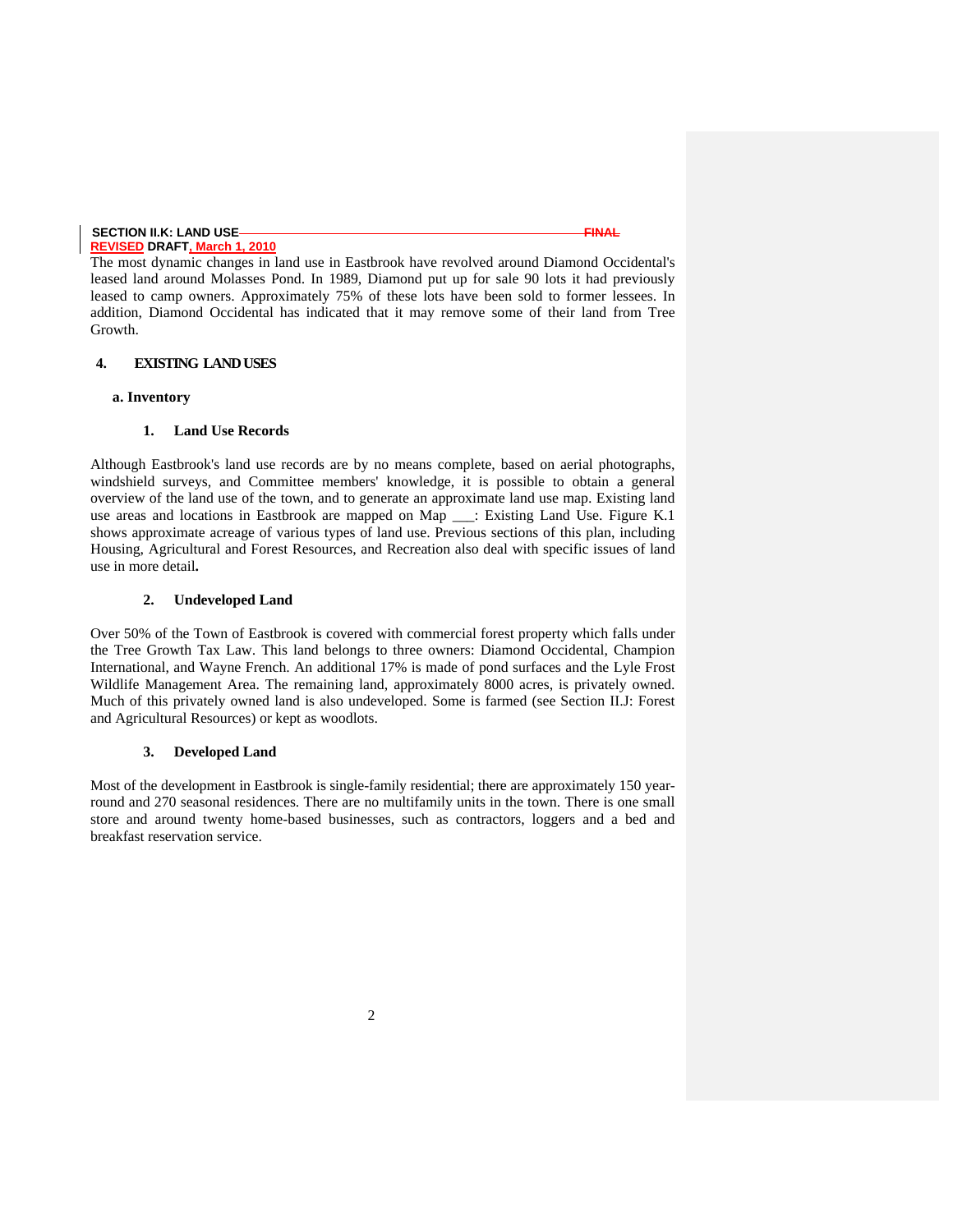The most dynamic changes in land use in Eastbrook have revolved around Diamond Occidental's leased land around Molasses Pond. In 1989, Diamond put up for sale 90 lots it had previously leased to camp owners. Approximately 75% of these lots have been sold to former lessees. In addition, Diamond Occidental has indicated that it may remove some of their land from Tree Growth.

## 4. EXISTING LAND USES

### a. Inventory

#### 1. Land Use Records

Although Eastbrook's land use records are by no means complete, based on aerial photographs, windshield surveys, and Committee members' knowledge, it is possible to obtain a general overview of the land use of the town, and to generate an approximate land use map. Existing land use areas and locations in Eastbrook are mapped on Map ___: Existing Land Use. Figure K.1 shows approximate acreage of various types of land use. Previous sections of this plan, including Housing, Agricultural and Forest Resources, and Recreation also deal with specific issues of land use in more detail.

#### 2. Undeveloped Land

Over 50% of the Town of Eastbrook is covered with commercial forest property which falls under the Tree Growth Tax Law. This land belongs to three owners: Diamond Occidental, Champion International, and Wayne French. An additional 17% is made of pond surfaces and the Lyle Frost Wildlife Management Area. The remaining land, approximately 8000 acres, is privately owned. Much of this privately owned land is also undeveloped. Some is farmed (see Section II.J: Forest and Agricultural Resources) or kept as woodlots.

#### 3. Developed Land

Most of the development in Eastbrook is single-family residential; there are approximately 150 year-round and 270 seasonal residences. There are no multifamily units in the town. There is one small store and around twenty home-based businesses, such as contractors, loggers and a bed and breakfast reservation service.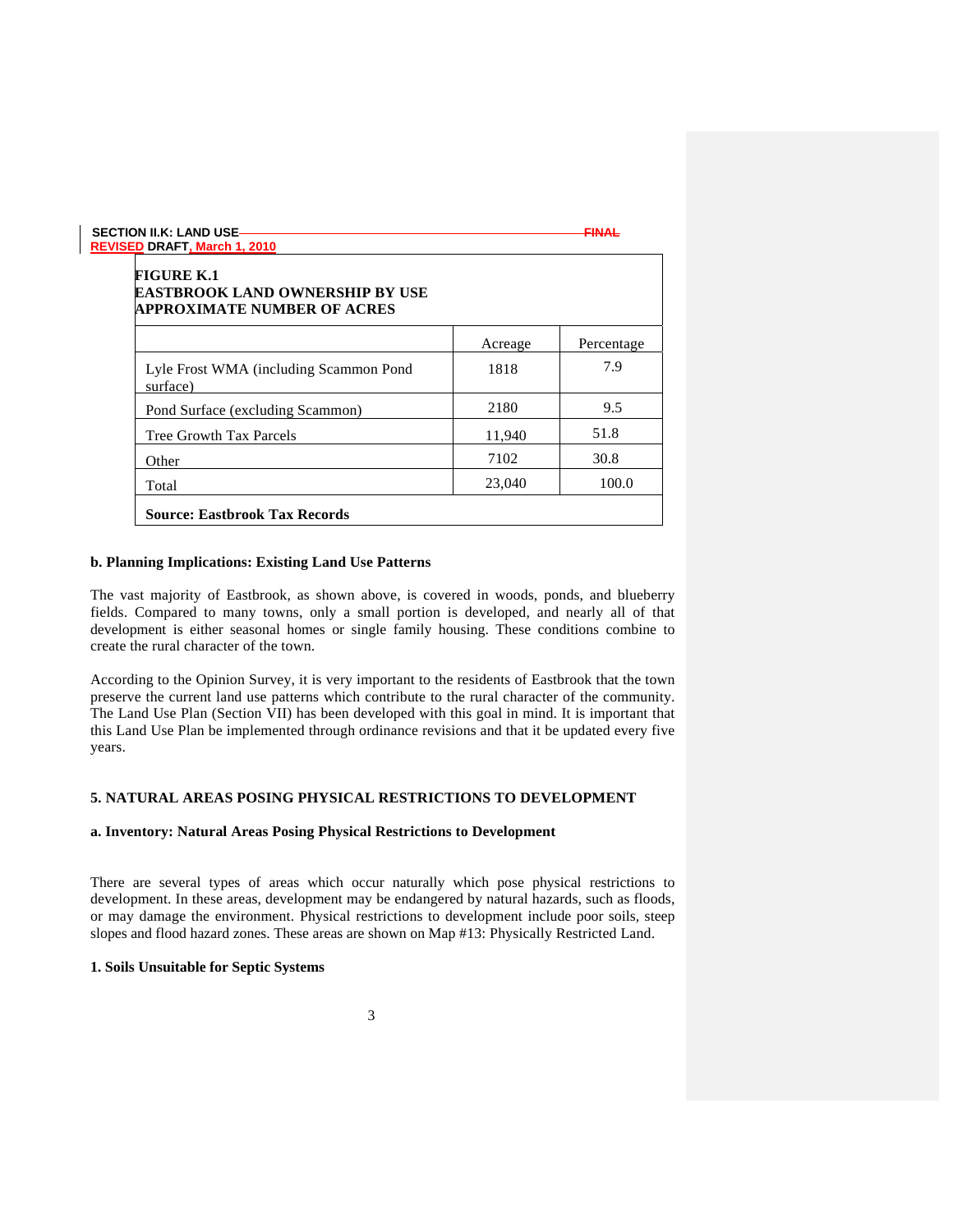**FIGURE K.1**
**EASTBROOK LAND OWNERSHIP BY USE**
**APPROXIMATE NUMBER OF ACRES**

| | Acreage | Percentage |
|---|---|---|
| Lyle Frost WMA (including Scammon Pond surface) | 1818 | 7.9 |
| Pond Surface (excluding Scammon) | 2180 | 9.5 |
| Tree Growth Tax Parcels | 11,940 | 51.8 |
| Other | 7102 | 30.8 |
| Total | 23,040 | 100.0 |

**Source: Eastbrook Tax Records**

### b. Planning Implications: Existing Land Use Patterns

The vast majority of Eastbrook, as shown above, is covered in woods, ponds, and blueberry fields. Compared to many towns, only a small portion is developed, and nearly all of that development is either seasonal homes or single family housing. These conditions combine to create the rural character of the town.

According to the Opinion Survey, it is very important to the residents of Eastbrook that the town preserve the current land use patterns which contribute to the rural character of the community. The Land Use Plan (Section VII) has been developed with this goal in mind. It is important that this Land Use Plan be implemented through ordinance revisions and that it be updated every five years.

## 5. NATURAL AREAS POSING PHYSICAL RESTRICTIONS TO DEVELOPMENT

### a. Inventory: Natural Areas Posing Physical Restrictions to Development

There are several types of areas which occur naturally which pose physical restrictions to development. In these areas, development may be endangered by natural hazards, such as floods, or may damage the environment. Physical restrictions to development include poor soils, steep slopes and flood hazard zones. These areas are shown on Map #13: Physically Restricted Land.

### 1. Soils Unsuitable for Septic Systems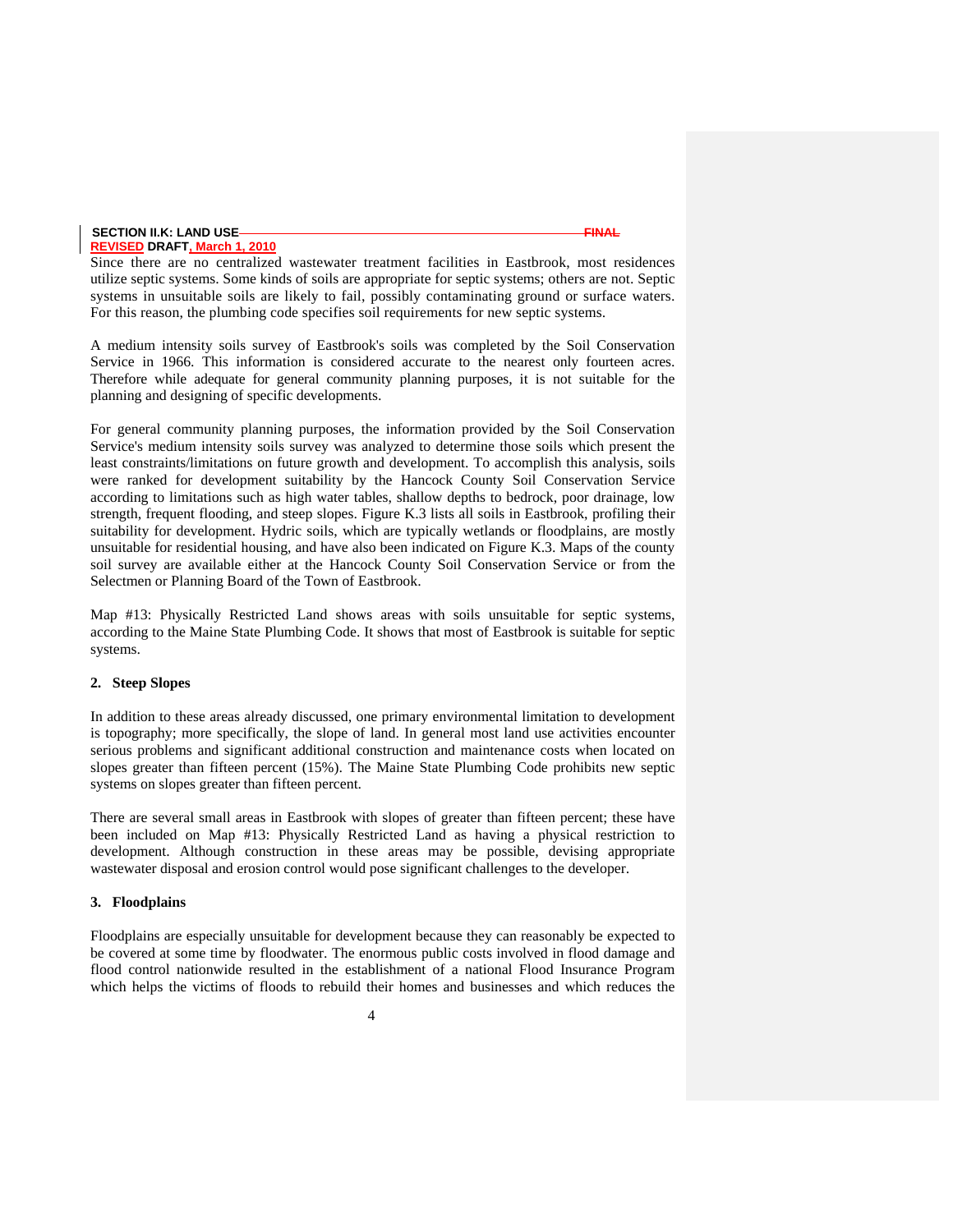Since there are no centralized wastewater treatment facilities in Eastbrook, most residences utilize septic systems. Some kinds of soils are appropriate for septic systems; others are not. Septic systems in unsuitable soils are likely to fail, possibly contaminating ground or surface waters. For this reason, the plumbing code specifies soil requirements for new septic systems.

A medium intensity soils survey of Eastbrook's soils was completed by the Soil Conservation Service in 1966. This information is considered accurate to the nearest only fourteen acres. Therefore while adequate for general community planning purposes, it is not suitable for the planning and designing of specific developments.

For general community planning purposes, the information provided by the Soil Conservation Service's medium intensity soils survey was analyzed to determine those soils which present the least constraints/limitations on future growth and development. To accomplish this analysis, soils were ranked for development suitability by the Hancock County Soil Conservation Service according to limitations such as high water tables, shallow depths to bedrock, poor drainage, low strength, frequent flooding, and steep slopes. Figure K.3 lists all soils in Eastbrook, profiling their suitability for development. Hydric soils, which are typically wetlands or floodplains, are mostly unsuitable for residential housing, and have also been indicated on Figure K.3. Maps of the county soil survey are available either at the Hancock County Soil Conservation Service or from the Selectmen or Planning Board of the Town of Eastbrook.

Map #13: Physically Restricted Land shows areas with soils unsuitable for septic systems, according to the Maine State Plumbing Code. It shows that most of Eastbrook is suitable for septic systems.

### 2. Steep Slopes

In addition to these areas already discussed, one primary environmental limitation to development is topography; more specifically, the slope of land. In general most land use activities encounter serious problems and significant additional construction and maintenance costs when located on slopes greater than fifteen percent (15%). The Maine State Plumbing Code prohibits new septic systems on slopes greater than fifteen percent.

There are several small areas in Eastbrook with slopes of greater than fifteen percent; these have been included on Map #13: Physically Restricted Land as having a physical restriction to development. Although construction in these areas may be possible, devising appropriate wastewater disposal and erosion control would pose significant challenges to the developer.

### 3. Floodplains

Floodplains are especially unsuitable for development because they can reasonably be expected to be covered at some time by floodwater. The enormous public costs involved in flood damage and flood control nationwide resulted in the establishment of a national Flood Insurance Program which helps the victims of floods to rebuild their homes and businesses and which reduces the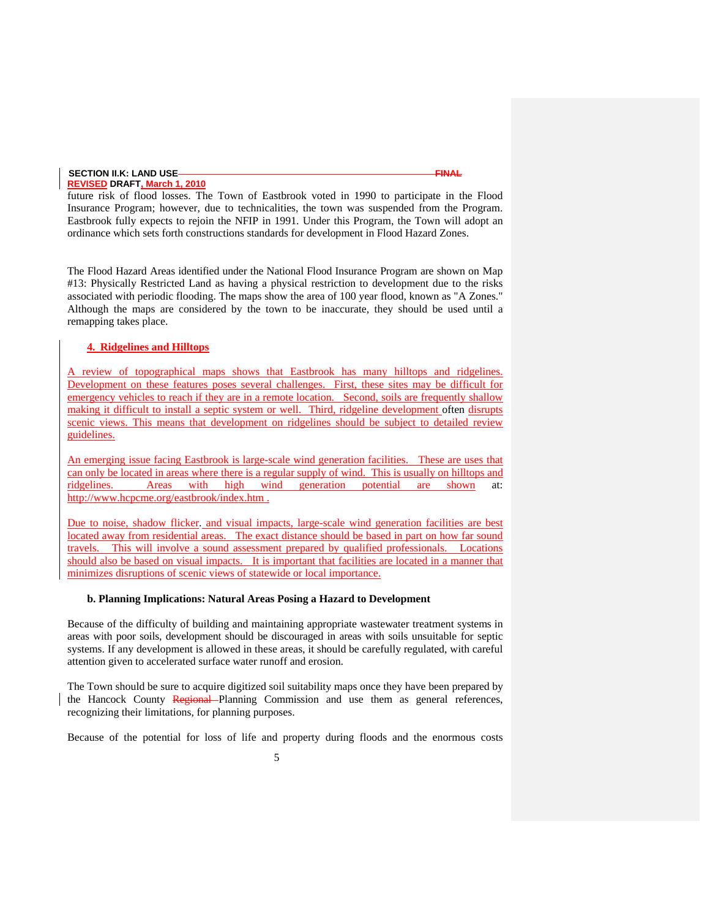future risk of flood losses. The Town of Eastbrook voted in 1990 to participate in the Flood Insurance Program; however, due to technicalities, the town was suspended from the Program. Eastbrook fully expects to rejoin the NFIP in 1991. Under this Program, the Town will adopt an ordinance which sets forth constructions standards for development in Flood Hazard Zones.

The Flood Hazard Areas identified under the National Flood Insurance Program are shown on Map #13: Physically Restricted Land as having a physical restriction to development due to the risks associated with periodic flooding. The maps show the area of 100 year flood, known as "A Zones." Although the maps are considered by the town to be inaccurate, they should be used until a remapping takes place.

### 4. Ridgelines and Hilltops

A review of topographical maps shows that Eastbrook has many hilltops and ridgelines. Development on these features poses several challenges. First, these sites may be difficult for emergency vehicles to reach if they are in a remote location. Second, soils are frequently shallow making it difficult to install a septic system or well. Third, ridgeline development often disrupts scenic views. This means that development on ridgelines should be subject to detailed review guidelines.

An emerging issue facing Eastbrook is large-scale wind generation facilities. These are uses that can only be located in areas where there is a regular supply of wind. This is usually on hilltops and ridgelines. Areas with high wind generation potential are shown at: http://www.hcpcme.org/eastbrook/index.htm .

Due to noise, shadow flicker. and visual impacts, large-scale wind generation facilities are best located away from residential areas. The exact distance should be based in part on how far sound travels. This will involve a sound assessment prepared by qualified professionals. Locations should also be based on visual impacts. It is important that facilities are located in a manner that minimizes disruptions of scenic views of statewide or local importance.

### b. Planning Implications: Natural Areas Posing a Hazard to Development

Because of the difficulty of building and maintaining appropriate wastewater treatment systems in areas with poor soils, development should be discouraged in areas with soils unsuitable for septic systems. If any development is allowed in these areas, it should be carefully regulated, with careful attention given to accelerated surface water runoff and erosion.

The Town should be sure to acquire digitized soil suitability maps once they have been prepared by the Hancock County ~~Regional~~ Planning Commission and use them as general references, recognizing their limitations, for planning purposes.

Because of the potential for loss of life and property during floods and the enormous costs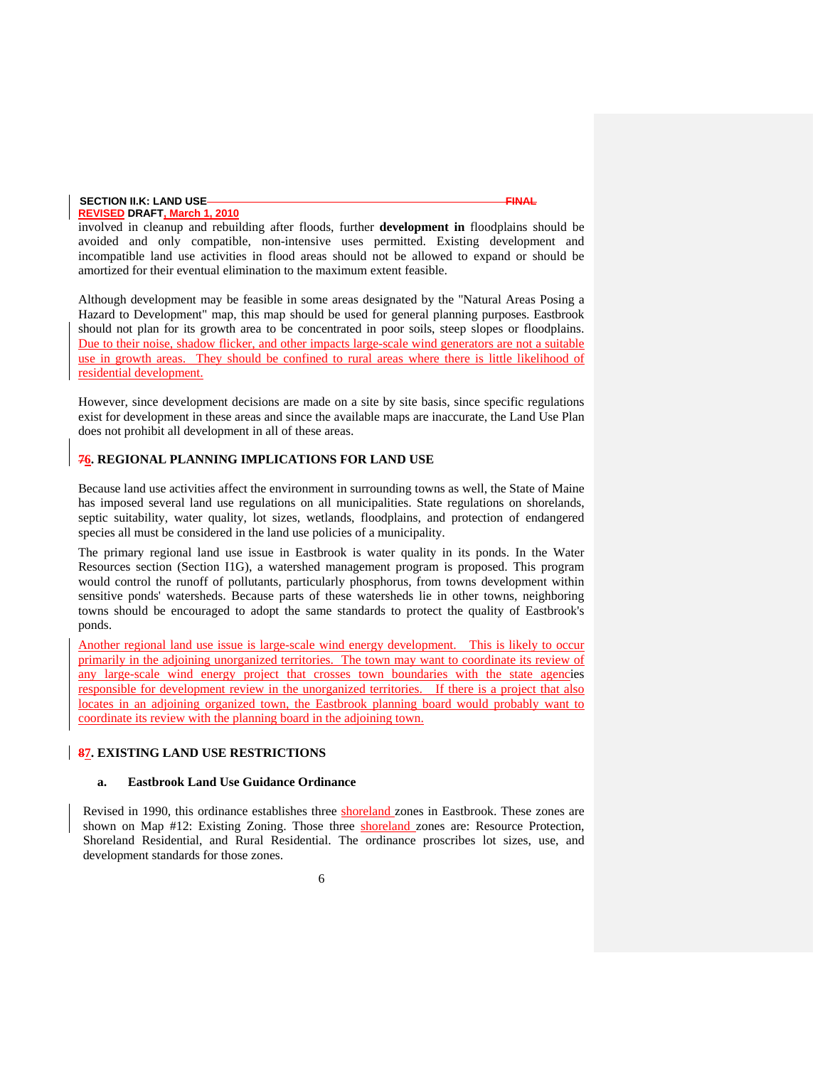involved in cleanup and rebuilding after floods, further **development in** floodplains should be avoided and only compatible, non-intensive uses permitted. Existing development and incompatible land use activities in flood areas should not be allowed to expand or should be amortized for their eventual elimination to the maximum extent feasible.

Although development may be feasible in some areas designated by the "Natural Areas Posing a Hazard to Development" map, this map should be used for general planning purposes. Eastbrook should not plan for its growth area to be concentrated in poor soils, steep slopes or floodplains. Due to their noise, shadow flicker, and other impacts large-scale wind generators are not a suitable use in growth areas. They should be confined to rural areas where there is little likelihood of residential development.

However, since development decisions are made on a site by site basis, since specific regulations exist for development in these areas and since the available maps are inaccurate, the Land Use Plan does not prohibit all development in all of these areas.

## 6. REGIONAL PLANNING IMPLICATIONS FOR LAND USE

Because land use activities affect the environment in surrounding towns as well, the State of Maine has imposed several land use regulations on all municipalities. State regulations on shorelands, septic suitability, water quality, lot sizes, wetlands, floodplains, and protection of endangered species all must be considered in the land use policies of a municipality.

The primary regional land use issue in Eastbrook is water quality in its ponds. In the Water Resources section (Section I1G), a watershed management program is proposed. This program would control the runoff of pollutants, particularly phosphorus, from towns development within sensitive ponds' watersheds. Because parts of these watersheds lie in other towns, neighboring towns should be encouraged to adopt the same standards to protect the quality of Eastbrook's ponds.

Another regional land use issue is large-scale wind energy development. This is likely to occur primarily in the adjoining unorganized territories. The town may want to coordinate its review of any large-scale wind energy project that crosses town boundaries with the state agencies responsible for development review in the unorganized territories. If there is a project that also locates in an adjoining organized town, the Eastbrook planning board would probably want to coordinate its review with the planning board in the adjoining town.

## 7. EXISTING LAND USE RESTRICTIONS

### a. Eastbrook Land Use Guidance Ordinance

Revised in 1990, this ordinance establishes three shoreland zones in Eastbrook. These zones are shown on Map #12: Existing Zoning. Those three shoreland zones are: Resource Protection, Shoreland Residential, and Rural Residential. The ordinance proscribes lot sizes, use, and development standards for those zones.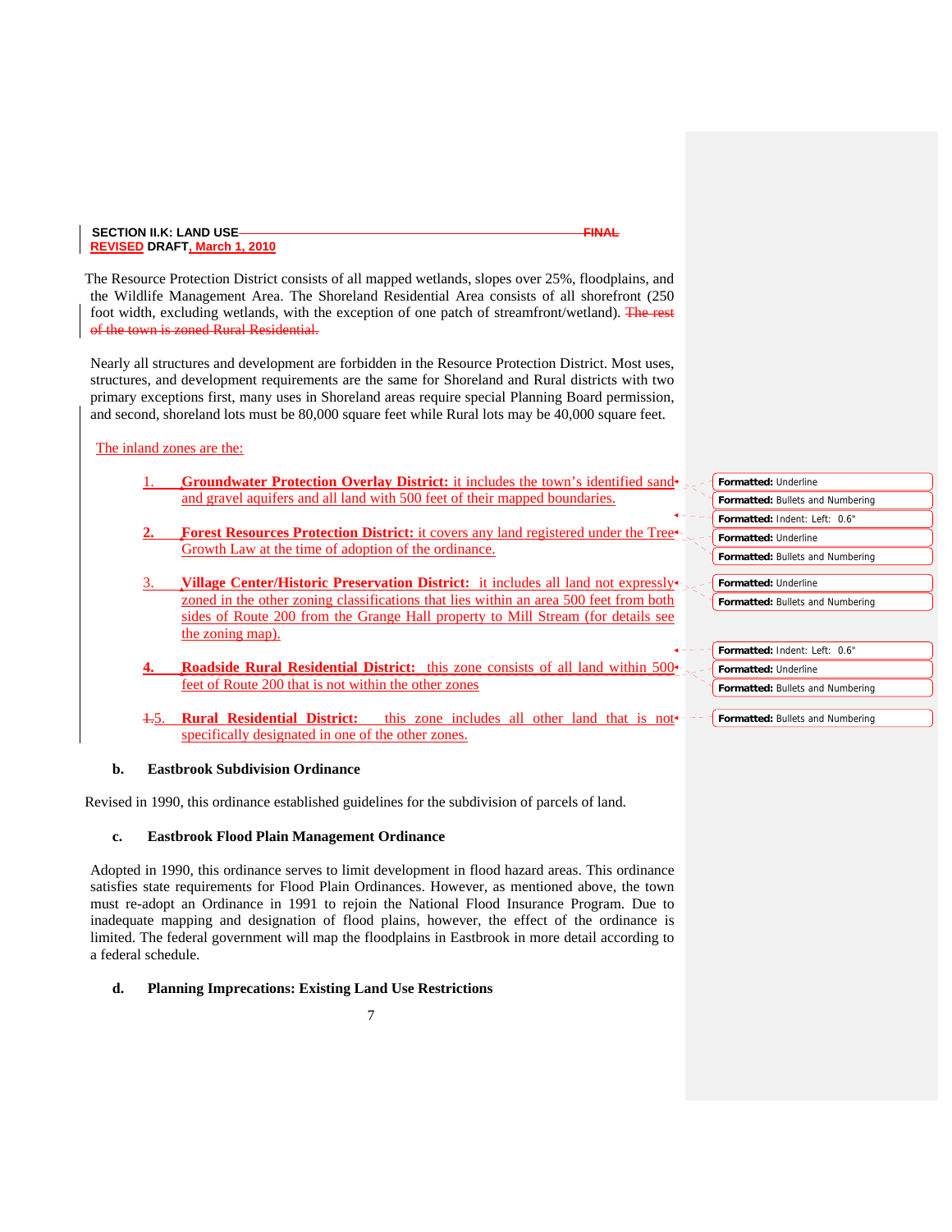The Resource Protection District consists of all mapped wetlands, slopes over 25%, floodplains, and the Wildlife Management Area. The Shoreland Residential Area consists of all shorefront (250 foot width, excluding wetlands, with the exception of one patch of streamfront/wetland). ~~The rest of the town is zoned Rural Residential.~~

Nearly all structures and development are forbidden in the Resource Protection District. Most uses, structures, and development requirements are the same for Shoreland and Rural districts with two primary exceptions first, many uses in Shoreland areas require special Planning Board permission, and second, shoreland lots must be 80,000 square feet while Rural lots may be 40,000 square feet.

The inland zones are the:

1. **Groundwater Protection Overlay District:** it includes the town's identified sand and gravel aquifers and all land with 500 feet of their mapped boundaries.
2. **Forest Resources Protection District:** it covers any land registered under the Tree Growth Law at the time of adoption of the ordinance.
3. **Village Center/Historic Preservation District:** it includes all land not expressly zoned in the other zoning classifications that lies within an area 500 feet from both sides of Route 200 from the Grange Hall property to Mill Stream (for details see the zoning map).
4. **Roadside Rural Residential District:** this zone consists of all land within 500 feet of Route 200 that is not within the other zones
5. **Rural Residential District:** this zone includes all other land that is not specifically designated in one of the other zones.

### b. Eastbrook Subdivision Ordinance

Revised in 1990, this ordinance established guidelines for the subdivision of parcels of land.

### c. Eastbrook Flood Plain Management Ordinance

Adopted in 1990, this ordinance serves to limit development in flood hazard areas. This ordinance satisfies state requirements for Flood Plain Ordinances. However, as mentioned above, the town must re-adopt an Ordinance in 1991 to rejoin the National Flood Insurance Program. Due to inadequate mapping and designation of flood plains, however, the effect of the ordinance is limited. The federal government will map the floodplains in Eastbrook in more detail according to a federal schedule.

### d. Planning Imprecations: Existing Land Use Restrictions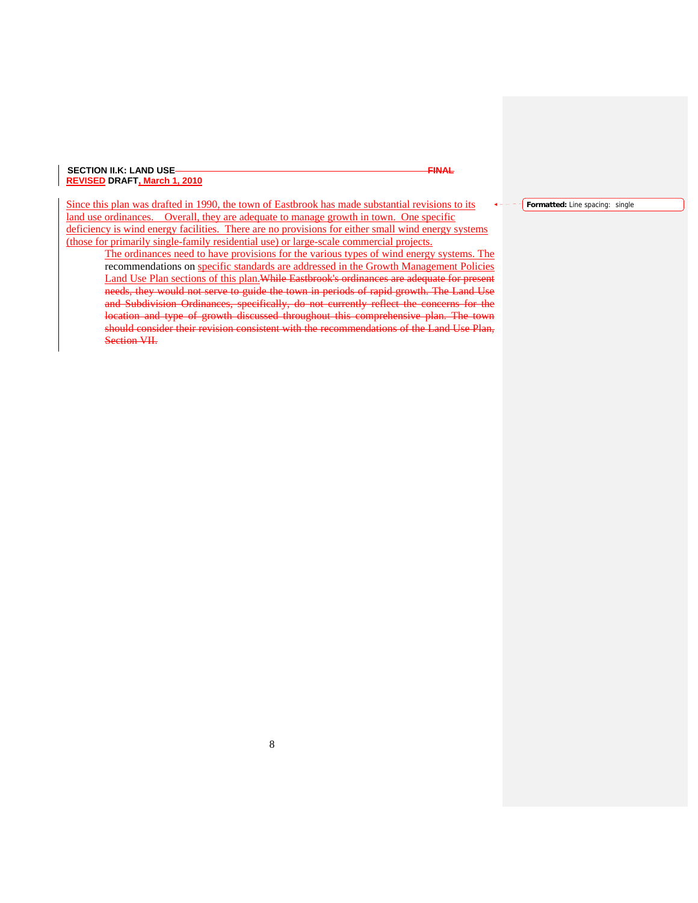**SECTION II.K: LAND USE ~~FINAL~~**
**REVISED DRAFT, March 1, 2010**

Since this plan was drafted in 1990, the town of Eastbrook has made substantial revisions to its land use ordinances. Overall, they are adequate to manage growth in town. One specific deficiency is wind energy facilities. There are no provisions for either small wind energy systems (those for primarily single-family residential use) or large-scale commercial projects.

The ordinances need to have provisions for the various types of wind energy systems. The recommendations on specific standards are addressed in the Growth Management Policies Land Use Plan sections of this plan.~~While Eastbrook's ordinances are adequate for present needs, they would not serve to guide the town in periods of rapid growth. The Land Use and Subdivision Ordinances, specifically, do not currently reflect the concerns for the location and type of growth discussed throughout this comprehensive plan. The town should consider their revision consistent with the recommendations of the Land Use Plan, Section VII.~~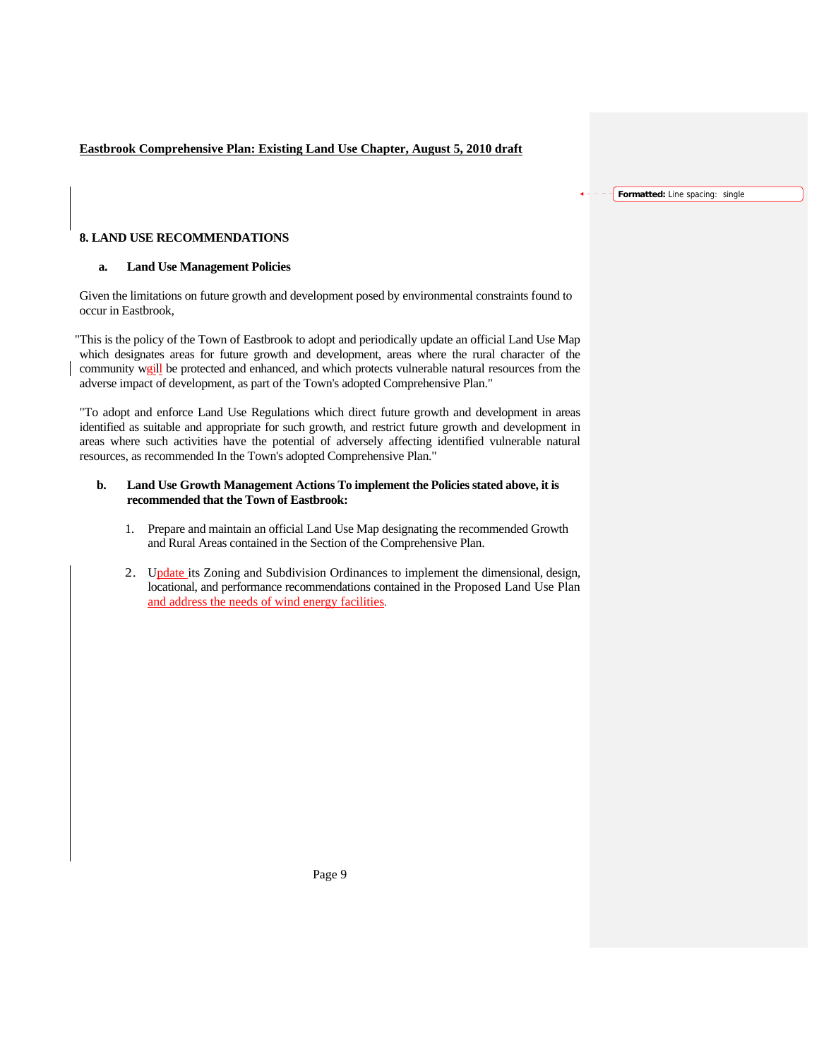**Eastbrook Comprehensive Plan: Existing Land Use Chapter, August 5, 2010 draft**

## 8. LAND USE RECOMMENDATIONS

### a. Land Use Management Policies

Given the limitations on future growth and development posed by environmental constraints found to occur in Eastbrook,

"This is the policy of the Town of Eastbrook to adopt and periodically update an official Land Use Map which designates areas for future growth and development, areas where the rural character of the community wgill be protected and enhanced, and which protects vulnerable natural resources from the adverse impact of development, as part of the Town's adopted Comprehensive Plan."

"To adopt and enforce Land Use Regulations which direct future growth and development in areas identified as suitable and appropriate for such growth, and restrict future growth and development in areas where such activities have the potential of adversely affecting identified vulnerable natural resources, as recommended In the Town's adopted Comprehensive Plan."

### b. Land Use Growth Management Actions To implement the Policies stated above, it is recommended that the Town of Eastbrook:

1. Prepare and maintain an official Land Use Map designating the recommended Growth and Rural Areas contained in the Section of the Comprehensive Plan.

2. Update its Zoning and Subdivision Ordinances to implement the dimensional, design, locational, and performance recommendations contained in the Proposed Land Use Plan and address the needs of wind energy facilities.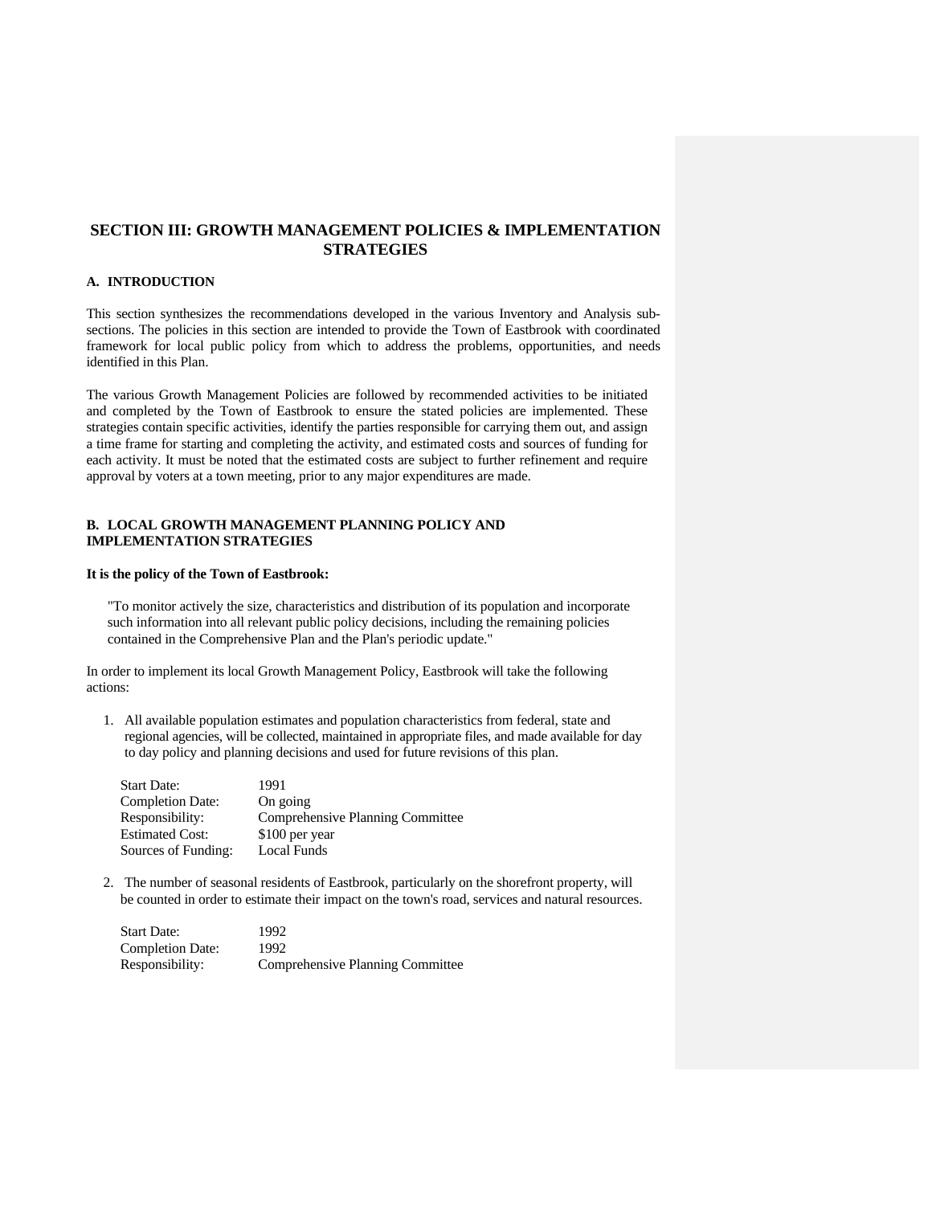# SECTION III: GROWTH MANAGEMENT POLICIES & IMPLEMENTATION STRATEGIES

## A. INTRODUCTION

This section synthesizes the recommendations developed in the various Inventory and Analysis sub-sections. The policies in this section are intended to provide the Town of Eastbrook with coordinated framework for local public policy from which to address the problems, opportunities, and needs identified in this Plan.

The various Growth Management Policies are followed by recommended activities to be initiated and completed by the Town of Eastbrook to ensure the stated policies are implemented. These strategies contain specific activities, identify the parties responsible for carrying them out, and assign a time frame for starting and completing the activity, and estimated costs and sources of funding for each activity. It must be noted that the estimated costs are subject to further refinement and require approval by voters at a town meeting, prior to any major expenditures are made.

## B. LOCAL GROWTH MANAGEMENT PLANNING POLICY AND IMPLEMENTATION STRATEGIES

**It is the policy of the Town of Eastbrook:**

"To monitor actively the size, characteristics and distribution of its population and incorporate such information into all relevant public policy decisions, including the remaining policies contained in the Comprehensive Plan and the Plan's periodic update."

In order to implement its local Growth Management Policy, Eastbrook will take the following actions:

1. All available population estimates and population characteristics from federal, state and regional agencies, will be collected, maintained in appropriate files, and made available for day to day policy and planning decisions and used for future revisions of this plan.

   | | |
   |---|---|
   | Start Date: | 1991 |
   | Completion Date: | On going |
   | Responsibility: | Comprehensive Planning Committee |
   | Estimated Cost: | $100 per year |
   | Sources of Funding: | Local Funds |

2. The number of seasonal residents of Eastbrook, particularly on the shorefront property, will be counted in order to estimate their impact on the town's road, services and natural resources.

   | | |
   |---|---|
   | Start Date: | 1992 |
   | Completion Date: | 1992 |
   | Responsibility: | Comprehensive Planning Committee |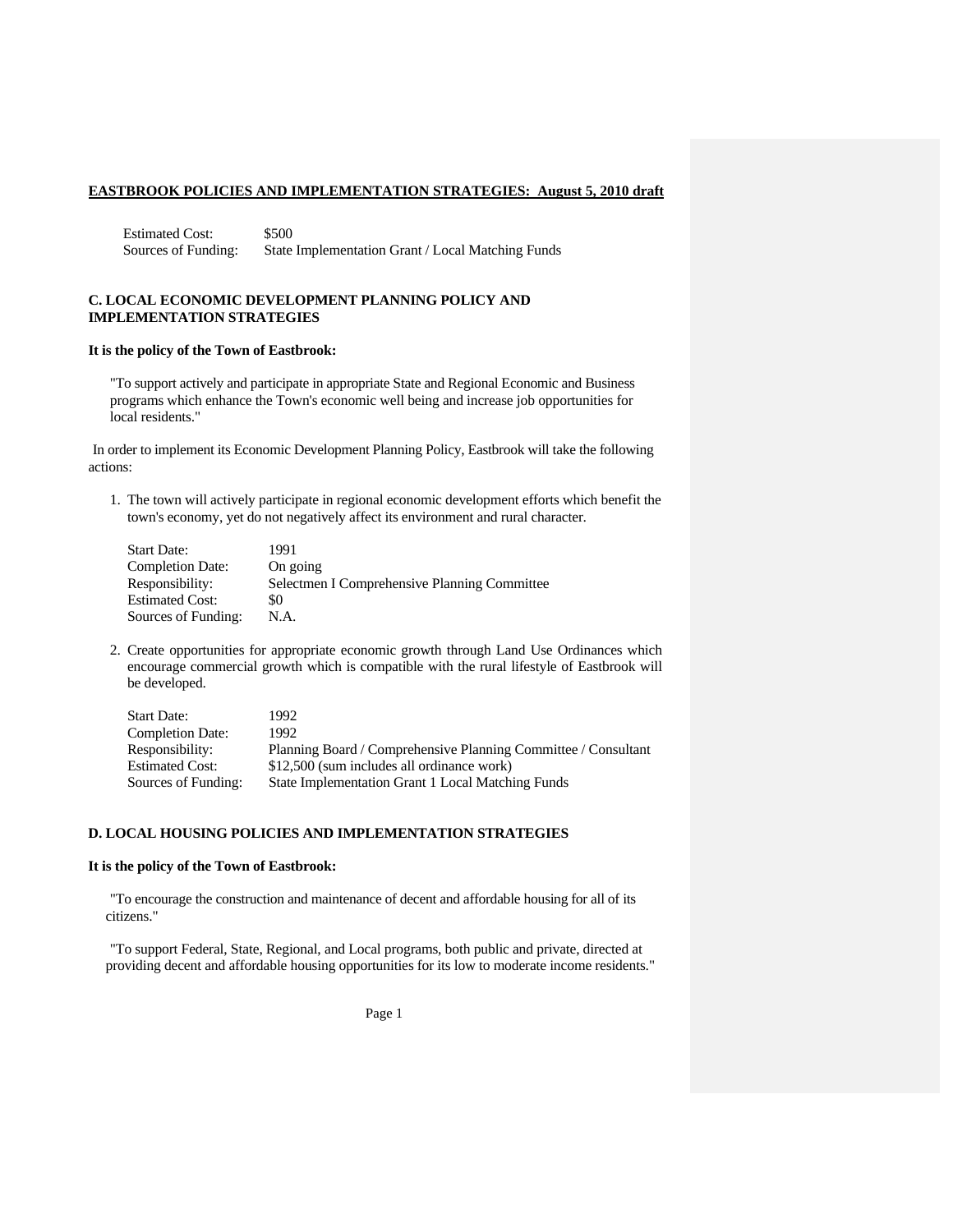| | |
|---|---|
| Estimated Cost: | $500 |
| Sources of Funding: | State Implementation Grant / Local Matching Funds |

## C. LOCAL ECONOMIC DEVELOPMENT PLANNING POLICY AND IMPLEMENTATION STRATEGIES

**It is the policy of the Town of Eastbrook:**

"To support actively and participate in appropriate State and Regional Economic and Business programs which enhance the Town's economic well being and increase job opportunities for local residents."

In order to implement its Economic Development Planning Policy, Eastbrook will take the following actions:

1. The town will actively participate in regional economic development efforts which benefit the town's economy, yet do not negatively affect its environment and rural character.

| | |
|---|---|
| Start Date: | 1991 |
| Completion Date: | On going |
| Responsibility: | Selectmen I Comprehensive Planning Committee |
| Estimated Cost: | $0 |
| Sources of Funding: | N.A. |

2. Create opportunities for appropriate economic growth through Land Use Ordinances which encourage commercial growth which is compatible with the rural lifestyle of Eastbrook will be developed.

| | |
|---|---|
| Start Date: | 1992 |
| Completion Date: | 1992 |
| Responsibility: | Planning Board / Comprehensive Planning Committee / Consultant |
| Estimated Cost: | $12,500 (sum includes all ordinance work) |
| Sources of Funding: | State Implementation Grant 1 Local Matching Funds |

## D. LOCAL HOUSING POLICIES AND IMPLEMENTATION STRATEGIES

**It is the policy of the Town of Eastbrook:**

"To encourage the construction and maintenance of decent and affordable housing for all of its citizens."

"To support Federal, State, Regional, and Local programs, both public and private, directed at providing decent and affordable housing opportunities for its low to moderate income residents."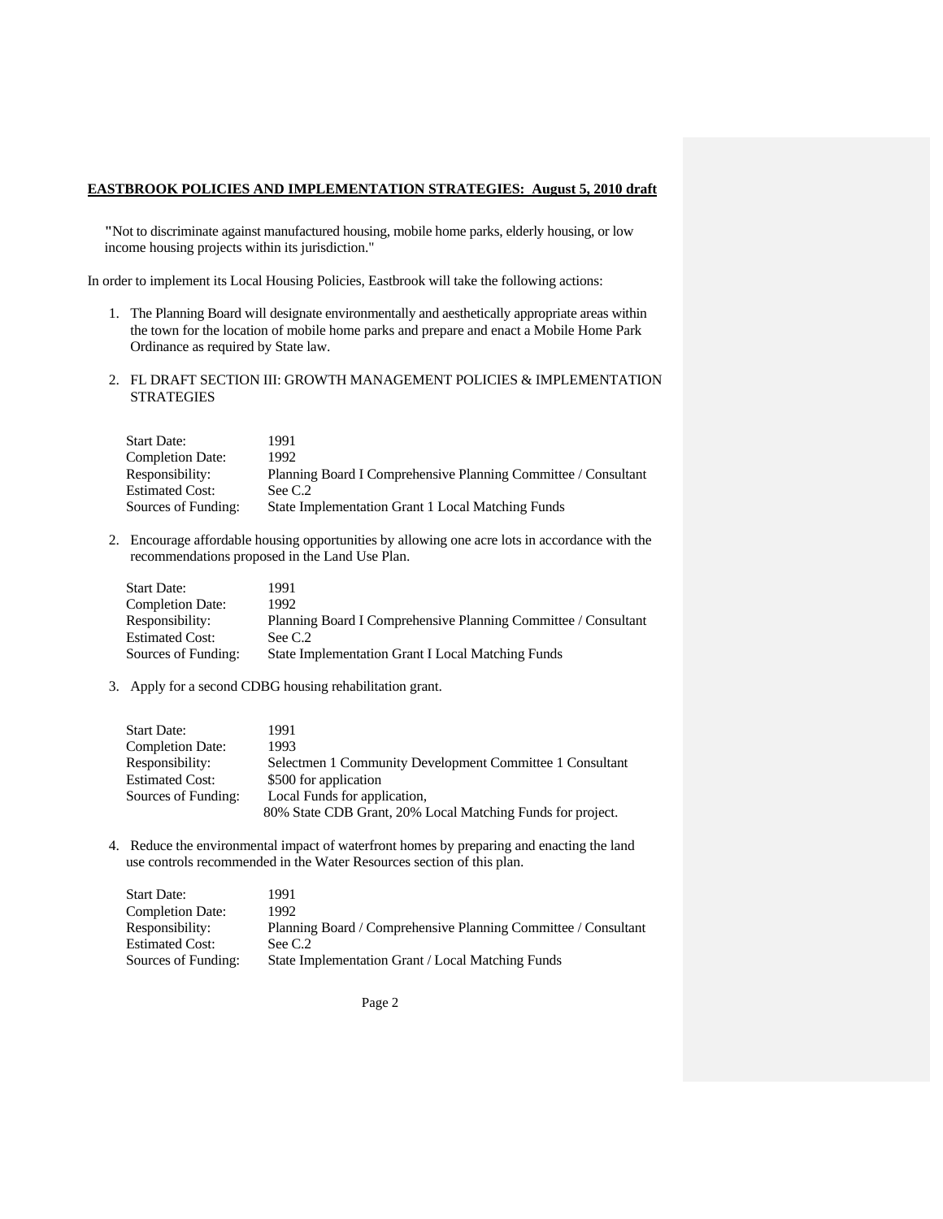**EASTBROOK POLICIES AND IMPLEMENTATION STRATEGIES: August 5, 2010 draft**

"Not to discriminate against manufactured housing, mobile home parks, elderly housing, or low income housing projects within its jurisdiction."

In order to implement its Local Housing Policies, Eastbrook will take the following actions:

1. The Planning Board will designate environmentally and aesthetically appropriate areas within the town for the location of mobile home parks and prepare and enact a Mobile Home Park Ordinance as required by State law.

2. FL DRAFT SECTION III: GROWTH MANAGEMENT POLICIES & IMPLEMENTATION STRATEGIES

| | |
|---|---|
| Start Date: | 1991 |
| Completion Date: | 1992 |
| Responsibility: | Planning Board I Comprehensive Planning Committee / Consultant |
| Estimated Cost: | See C.2 |
| Sources of Funding: | State Implementation Grant 1 Local Matching Funds |

2. Encourage affordable housing opportunities by allowing one acre lots in accordance with the recommendations proposed in the Land Use Plan.

| | |
|---|---|
| Start Date: | 1991 |
| Completion Date: | 1992 |
| Responsibility: | Planning Board I Comprehensive Planning Committee / Consultant |
| Estimated Cost: | See C.2 |
| Sources of Funding: | State Implementation Grant I Local Matching Funds |

3. Apply for a second CDBG housing rehabilitation grant.

| | |
|---|---|
| Start Date: | 1991 |
| Completion Date: | 1993 |
| Responsibility: | Selectmen 1 Community Development Committee 1 Consultant |
| Estimated Cost: | $500 for application |
| Sources of Funding: | Local Funds for application, 80% State CDB Grant, 20% Local Matching Funds for project. |

4. Reduce the environmental impact of waterfront homes by preparing and enacting the land use controls recommended in the Water Resources section of this plan.

| | |
|---|---|
| Start Date: | 1991 |
| Completion Date: | 1992 |
| Responsibility: | Planning Board / Comprehensive Planning Committee / Consultant |
| Estimated Cost: | See C.2 |
| Sources of Funding: | State Implementation Grant / Local Matching Funds |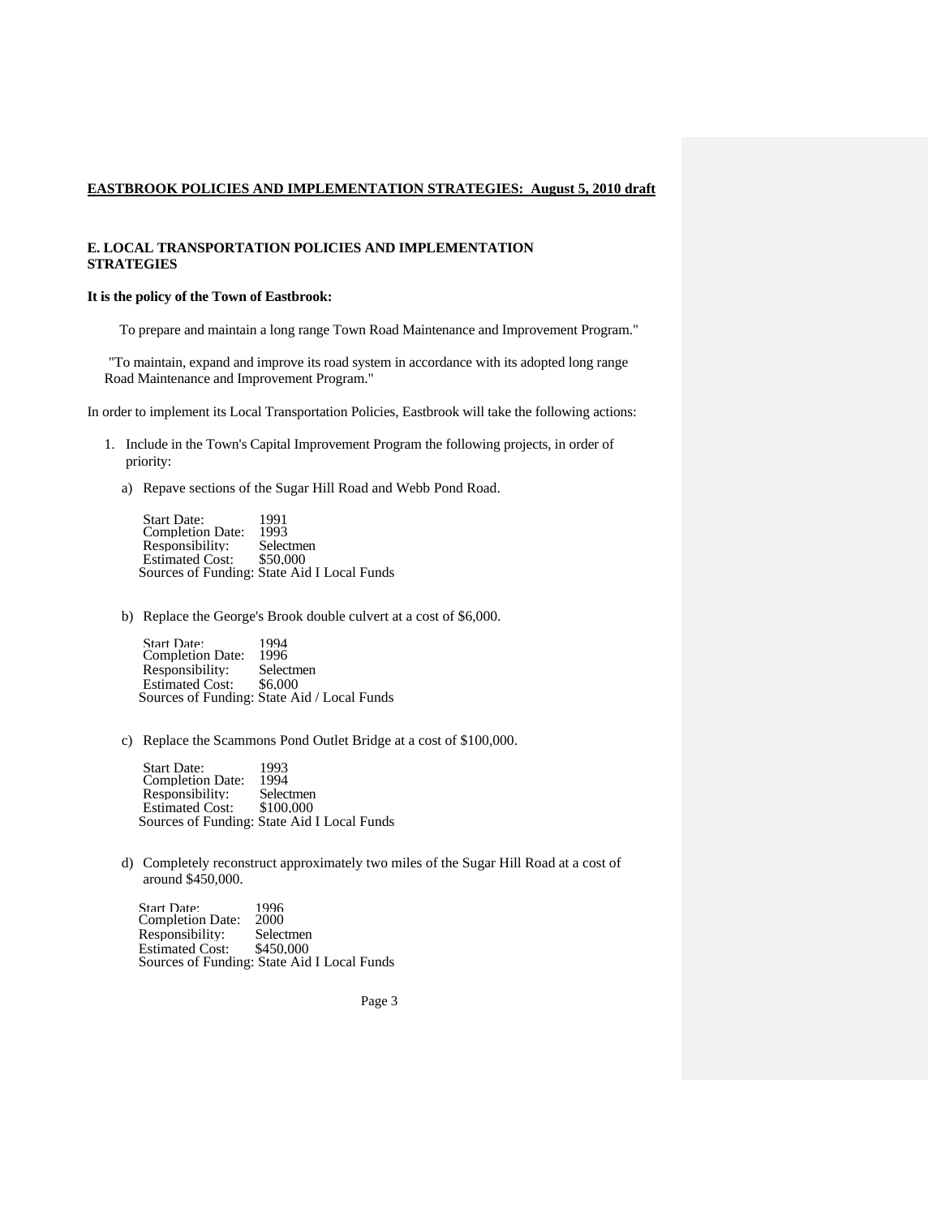**EASTBROOK POLICIES AND IMPLEMENTATION STRATEGIES: August 5, 2010 draft**

## E. LOCAL TRANSPORTATION POLICIES AND IMPLEMENTATION STRATEGIES

**It is the policy of the Town of Eastbrook:**

To prepare and maintain a long range Town Road Maintenance and Improvement Program."

"To maintain, expand and improve its road system in accordance with its adopted long range Road Maintenance and Improvement Program."

In order to implement its Local Transportation Policies, Eastbrook will take the following actions:

1. Include in the Town's Capital Improvement Program the following projects, in order of priority:

   a) Repave sections of the Sugar Hill Road and Webb Pond Road.

      Start Date: 1991
      Completion Date: 1993
      Responsibility: Selectmen
      Estimated Cost: $50,000
      Sources of Funding: State Aid I Local Funds

   b) Replace the George's Brook double culvert at a cost of $6,000.

      Start Date: 1994
      Completion Date: 1996
      Responsibility: Selectmen
      Estimated Cost: $6,000
      Sources of Funding: State Aid / Local Funds

   c) Replace the Scammons Pond Outlet Bridge at a cost of $100,000.

      Start Date: 1993
      Completion Date: 1994
      Responsibility: Selectmen
      Estimated Cost: $100,000
      Sources of Funding: State Aid I Local Funds

   d) Completely reconstruct approximately two miles of the Sugar Hill Road at a cost of around $450,000.

      Start Date: 1996
      Completion Date: 2000
      Responsibility: Selectmen
      Estimated Cost: $450,000
      Sources of Funding: State Aid I Local Funds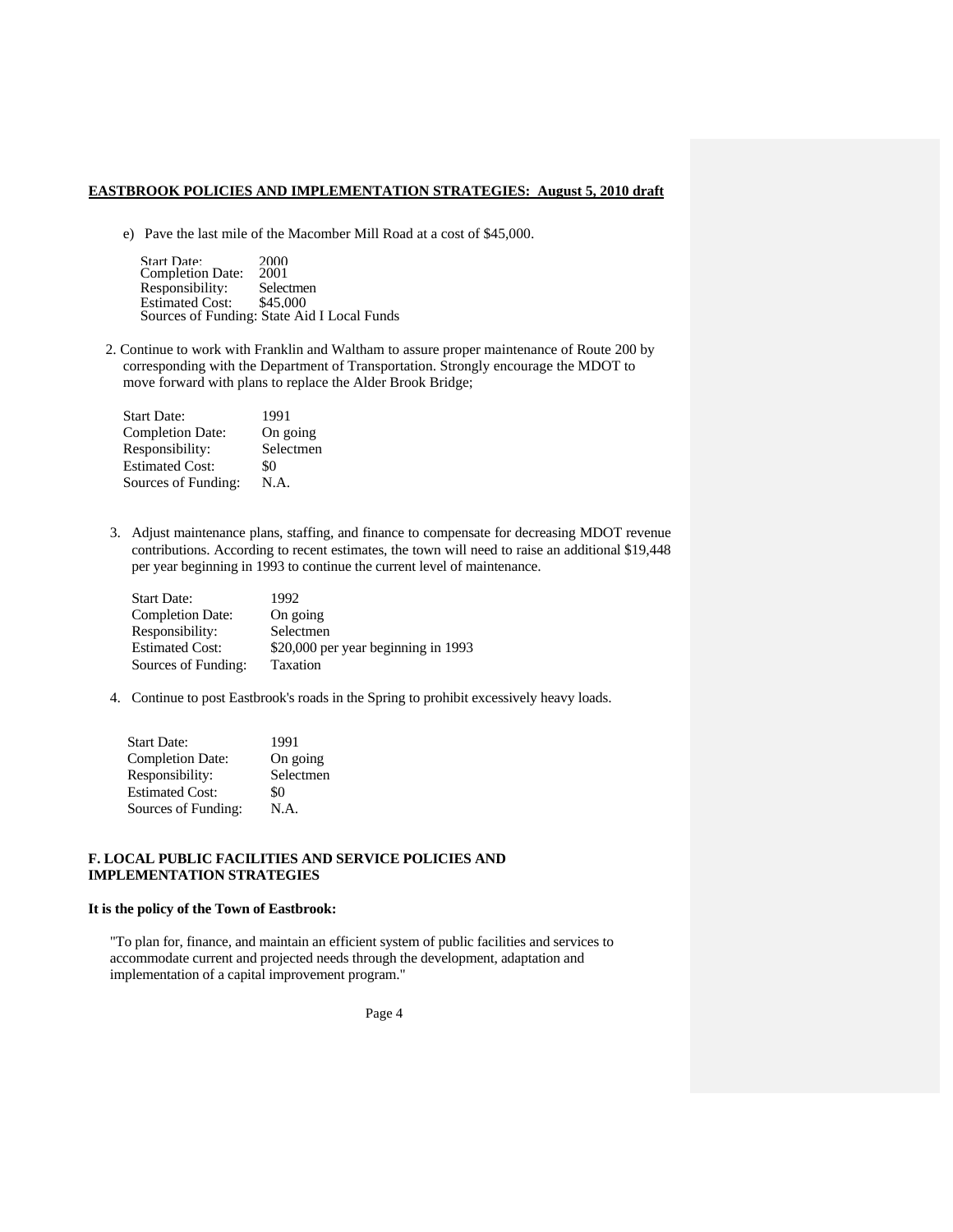**EASTBROOK POLICIES AND IMPLEMENTATION STRATEGIES: August 5, 2010 draft**

e) Pave the last mile of the Macomber Mill Road at a cost of $45,000.

| | |
|---|---|
| Start Date: | 2000 |
| Completion Date: | 2001 |
| Responsibility: | Selectmen |
| Estimated Cost: | $45,000 |
| Sources of Funding: | State Aid I Local Funds |

2. Continue to work with Franklin and Waltham to assure proper maintenance of Route 200 by corresponding with the Department of Transportation. Strongly encourage the MDOT to move forward with plans to replace the Alder Brook Bridge;

| | |
|---|---|
| Start Date: | 1991 |
| Completion Date: | On going |
| Responsibility: | Selectmen |
| Estimated Cost: | $0 |
| Sources of Funding: | N.A. |

3. Adjust maintenance plans, staffing, and finance to compensate for decreasing MDOT revenue contributions. According to recent estimates, the town will need to raise an additional $19,448 per year beginning in 1993 to continue the current level of maintenance.

| | |
|---|---|
| Start Date: | 1992 |
| Completion Date: | On going |
| Responsibility: | Selectmen |
| Estimated Cost: | $20,000 per year beginning in 1993 |
| Sources of Funding: | Taxation |

4. Continue to post Eastbrook's roads in the Spring to prohibit excessively heavy loads.

| | |
|---|---|
| Start Date: | 1991 |
| Completion Date: | On going |
| Responsibility: | Selectmen |
| Estimated Cost: | $0 |
| Sources of Funding: | N.A. |

## F. LOCAL PUBLIC FACILITIES AND SERVICE POLICIES AND IMPLEMENTATION STRATEGIES

**It is the policy of the Town of Eastbrook:**

"To plan for, finance, and maintain an efficient system of public facilities and services to accommodate current and projected needs through the development, adaptation and implementation of a capital improvement program."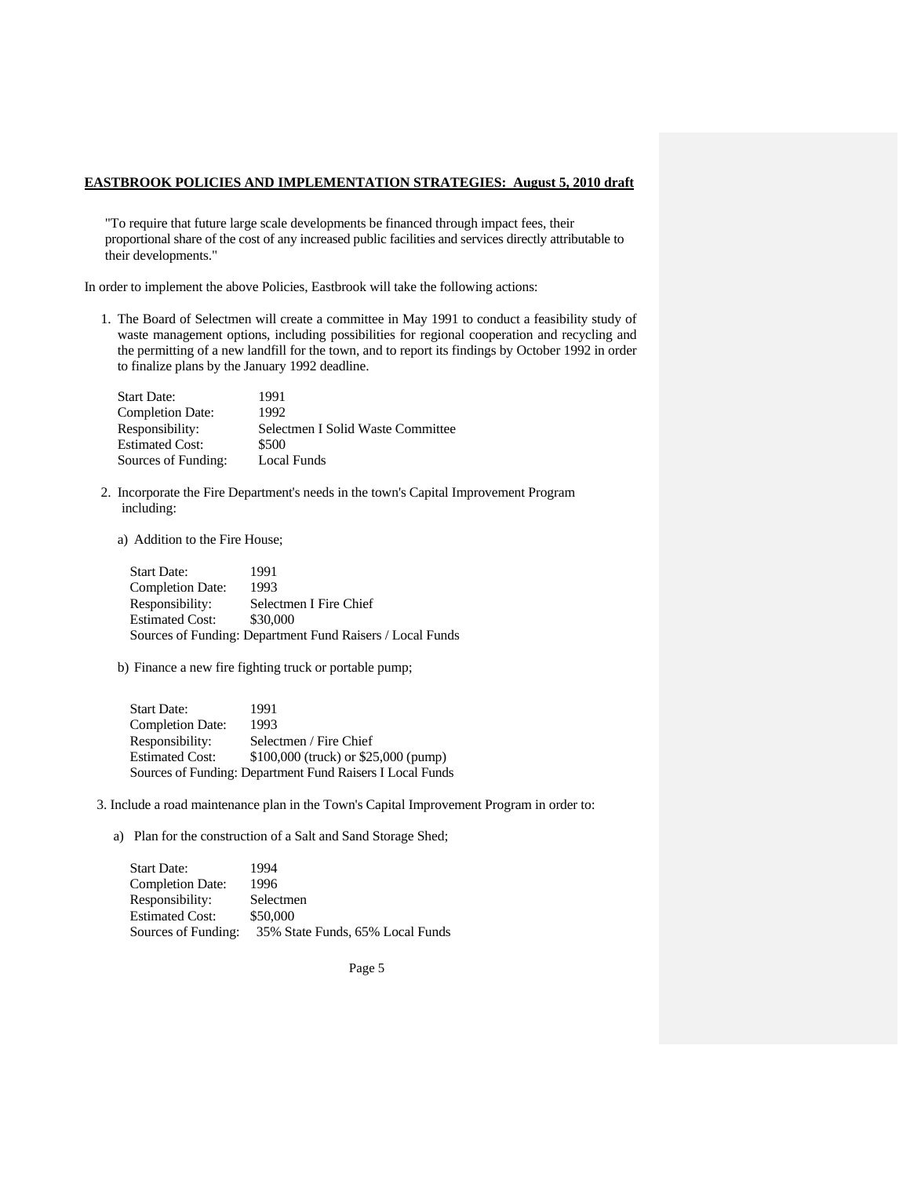"To require that future large scale developments be financed through impact fees, their proportional share of the cost of any increased public facilities and services directly attributable to their developments."

In order to implement the above Policies, Eastbrook will take the following actions:

1. The Board of Selectmen will create a committee in May 1991 to conduct a feasibility study of waste management options, including possibilities for regional cooperation and recycling and the permitting of a new landfill for the town, and to report its findings by October 1992 in order to finalize plans by the January 1992 deadline.

   Start Date: 1991
   Completion Date: 1992
   Responsibility: Selectmen I Solid Waste Committee
   Estimated Cost: $500
   Sources of Funding: Local Funds

2. Incorporate the Fire Department's needs in the town's Capital Improvement Program including:

   a) Addition to the Fire House;

   Start Date: 1991
   Completion Date: 1993
   Responsibility: Selectmen I Fire Chief
   Estimated Cost: $30,000
   Sources of Funding: Department Fund Raisers / Local Funds

   b) Finance a new fire fighting truck or portable pump;

   Start Date: 1991
   Completion Date: 1993
   Responsibility: Selectmen / Fire Chief
   Estimated Cost: $100,000 (truck) or $25,000 (pump)
   Sources of Funding: Department Fund Raisers I Local Funds

3. Include a road maintenance plan in the Town's Capital Improvement Program in order to:

   a) Plan for the construction of a Salt and Sand Storage Shed;

   Start Date: 1994
   Completion Date: 1996
   Responsibility: Selectmen
   Estimated Cost: $50,000
   Sources of Funding: 35% State Funds, 65% Local Funds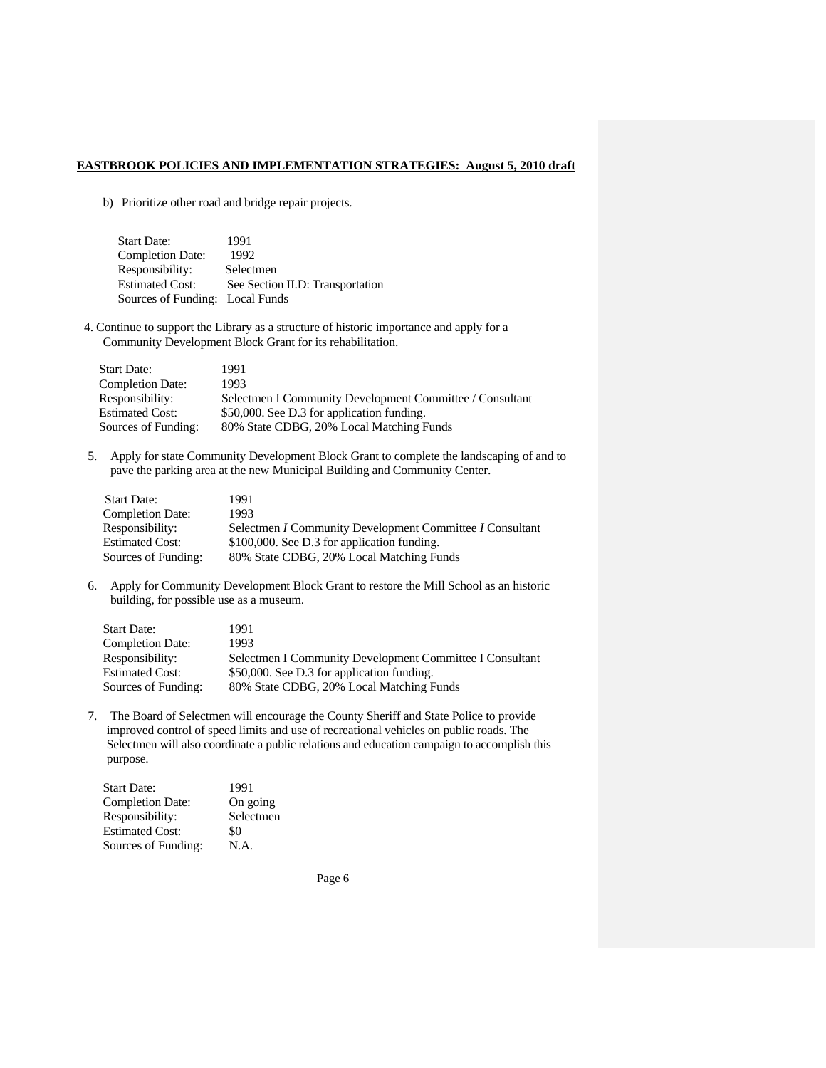b) Prioritize other road and bridge repair projects.

| | |
|---|---|
| Start Date: | 1991 |
| Completion Date: | 1992 |
| Responsibility: | Selectmen |
| Estimated Cost: | See Section II.D: Transportation |
| Sources of Funding: | Local Funds |

4. Continue to support the Library as a structure of historic importance and apply for a Community Development Block Grant for its rehabilitation.

| | |
|---|---|
| Start Date: | 1991 |
| Completion Date: | 1993 |
| Responsibility: | Selectmen I Community Development Committee / Consultant |
| Estimated Cost: | $50,000. See D.3 for application funding. |
| Sources of Funding: | 80% State CDBG, 20% Local Matching Funds |

5. Apply for state Community Development Block Grant to complete the landscaping of and to pave the parking area at the new Municipal Building and Community Center.

| | |
|---|---|
| Start Date: | 1991 |
| Completion Date: | 1993 |
| Responsibility: | Selectmen *I* Community Development Committee *I* Consultant |
| Estimated Cost: | $100,000. See D.3 for application funding. |
| Sources of Funding: | 80% State CDBG, 20% Local Matching Funds |

6. Apply for Community Development Block Grant to restore the Mill School as an historic building, for possible use as a museum.

| | |
|---|---|
| Start Date: | 1991 |
| Completion Date: | 1993 |
| Responsibility: | Selectmen I Community Development Committee I Consultant |
| Estimated Cost: | $50,000. See D.3 for application funding. |
| Sources of Funding: | 80% State CDBG, 20% Local Matching Funds |

7. The Board of Selectmen will encourage the County Sheriff and State Police to provide improved control of speed limits and use of recreational vehicles on public roads. The Selectmen will also coordinate a public relations and education campaign to accomplish this purpose.

| | |
|---|---|
| Start Date: | 1991 |
| Completion Date: | On going |
| Responsibility: | Selectmen |
| Estimated Cost: | $0 |
| Sources of Funding: | N.A. |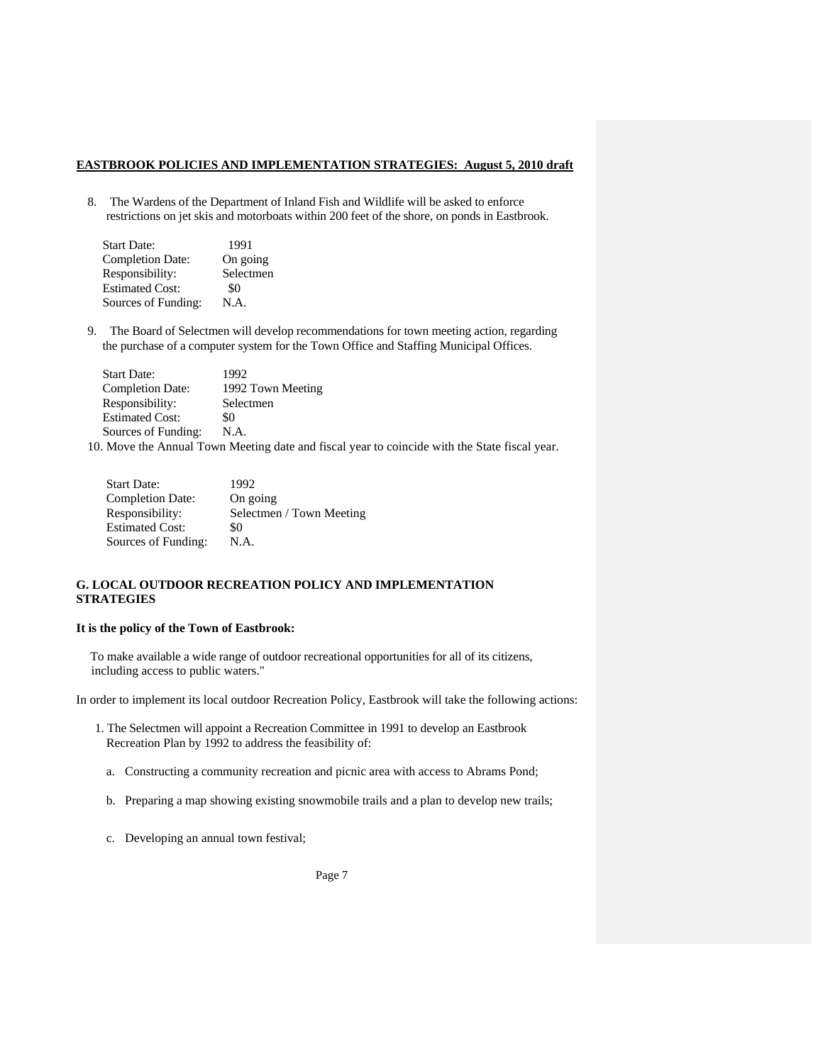8. The Wardens of the Department of Inland Fish and Wildlife will be asked to enforce restrictions on jet skis and motorboats within 200 feet of the shore, on ponds in Eastbrook.

| | |
|---|---|
| Start Date: | 1991 |
| Completion Date: | On going |
| Responsibility: | Selectmen |
| Estimated Cost: | $0 |
| Sources of Funding: | N.A. |

9. The Board of Selectmen will develop recommendations for town meeting action, regarding the purchase of a computer system for the Town Office and Staffing Municipal Offices.

| | |
|---|---|
| Start Date: | 1992 |
| Completion Date: | 1992 Town Meeting |
| Responsibility: | Selectmen |
| Estimated Cost: | $0 |
| Sources of Funding: | N.A. |

10. Move the Annual Town Meeting date and fiscal year to coincide with the State fiscal year.

| | |
|---|---|
| Start Date: | 1992 |
| Completion Date: | On going |
| Responsibility: | Selectmen / Town Meeting |
| Estimated Cost: | $0 |
| Sources of Funding: | N.A. |

## G. LOCAL OUTDOOR RECREATION POLICY AND IMPLEMENTATION STRATEGIES

**It is the policy of the Town of Eastbrook:**

To make available a wide range of outdoor recreational opportunities for all of its citizens, including access to public waters."

In order to implement its local outdoor Recreation Policy, Eastbrook will take the following actions:

1. The Selectmen will appoint a Recreation Committee in 1991 to develop an Eastbrook Recreation Plan by 1992 to address the feasibility of:

   a. Constructing a community recreation and picnic area with access to Abrams Pond;

   b. Preparing a map showing existing snowmobile trails and a plan to develop new trails;

   c. Developing an annual town festival;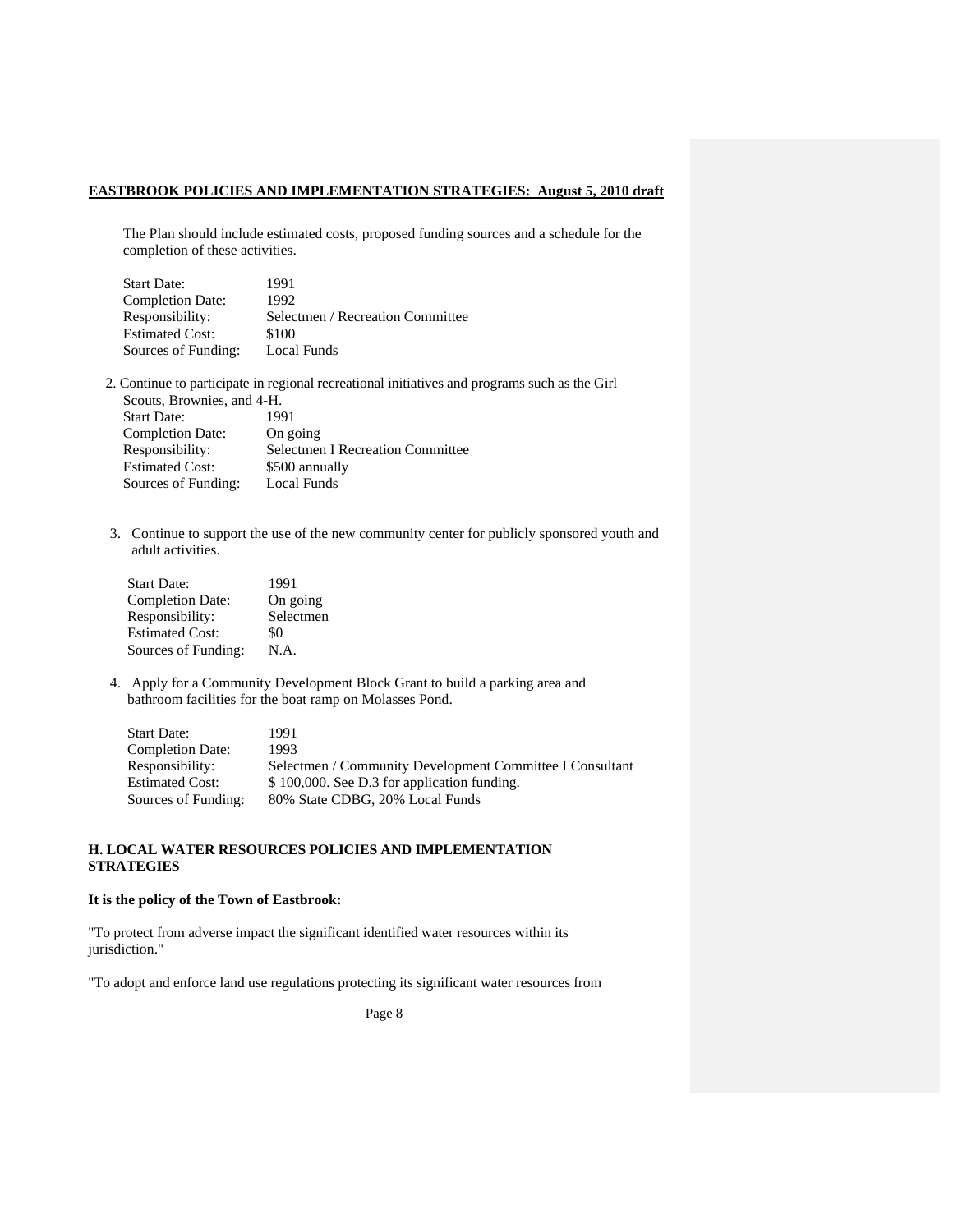The Plan should include estimated costs, proposed funding sources and a schedule for the completion of these activities.

Start Date: 1991
Completion Date: 1992
Responsibility: Selectmen / Recreation Committee
Estimated Cost: $100
Sources of Funding: Local Funds

2. Continue to participate in regional recreational initiatives and programs such as the Girl Scouts, Brownies, and 4-H.
   Start Date: 1991
   Completion Date: On going
   Responsibility: Selectmen I Recreation Committee
   Estimated Cost: $500 annually
   Sources of Funding: Local Funds

3. Continue to support the use of the new community center for publicly sponsored youth and adult activities.

   Start Date: 1991
   Completion Date: On going
   Responsibility: Selectmen
   Estimated Cost: $0
   Sources of Funding: N.A.

4. Apply for a Community Development Block Grant to build a parking area and bathroom facilities for the boat ramp on Molasses Pond.

   Start Date: 1991
   Completion Date: 1993
   Responsibility: Selectmen / Community Development Committee I Consultant
   Estimated Cost: $ 100,000. See D.3 for application funding.
   Sources of Funding: 80% State CDBG, 20% Local Funds

## H. LOCAL WATER RESOURCES POLICIES AND IMPLEMENTATION STRATEGIES

**It is the policy of the Town of Eastbrook:**

"To protect from adverse impact the significant identified water resources within its jurisdiction."

"To adopt and enforce land use regulations protecting its significant water resources from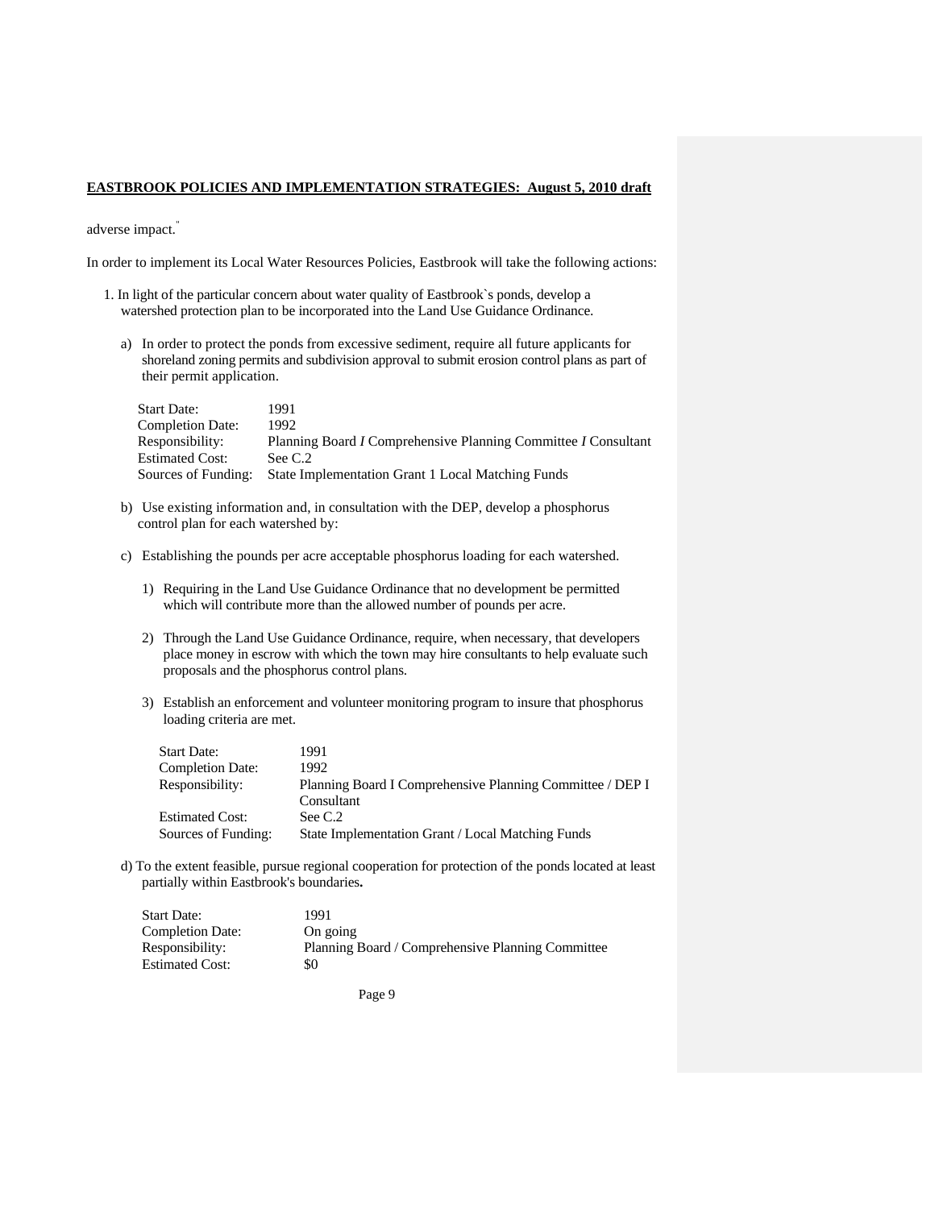adverse impact."

In order to implement its Local Water Resources Policies, Eastbrook will take the following actions:

1. In light of the particular concern about water quality of Eastbrook`s ponds, develop a watershed protection plan to be incorporated into the Land Use Guidance Ordinance.

   a) In order to protect the ponds from excessive sediment, require all future applicants for shoreland zoning permits and subdivision approval to submit erosion control plans as part of their permit application.

   | | |
   |---|---|
   | Start Date: | 1991 |
   | Completion Date: | 1992 |
   | Responsibility: | Planning Board *I* Comprehensive Planning Committee *I* Consultant |
   | Estimated Cost: | See C.2 |
   | Sources of Funding: | State Implementation Grant 1 Local Matching Funds |

   b) Use existing information and, in consultation with the DEP, develop a phosphorus control plan for each watershed by:

   c) Establishing the pounds per acre acceptable phosphorus loading for each watershed.

      1) Requiring in the Land Use Guidance Ordinance that no development be permitted which will contribute more than the allowed number of pounds per acre.

      2) Through the Land Use Guidance Ordinance, require, when necessary, that developers place money in escrow with which the town may hire consultants to help evaluate such proposals and the phosphorus control plans.

      3) Establish an enforcement and volunteer monitoring program to insure that phosphorus loading criteria are met.

      | | |
      |---|---|
      | Start Date: | 1991 |
      | Completion Date: | 1992 |
      | Responsibility: | Planning Board I Comprehensive Planning Committee / DEP I Consultant |
      | Estimated Cost: | See C.2 |
      | Sources of Funding: | State Implementation Grant / Local Matching Funds |

   d) To the extent feasible, pursue regional cooperation for protection of the ponds located at least partially within Eastbrook's boundaries**.**

   | | |
   |---|---|
   | Start Date: | 1991 |
   | Completion Date: | On going |
   | Responsibility: | Planning Board / Comprehensive Planning Committee |
   | Estimated Cost: | $0 |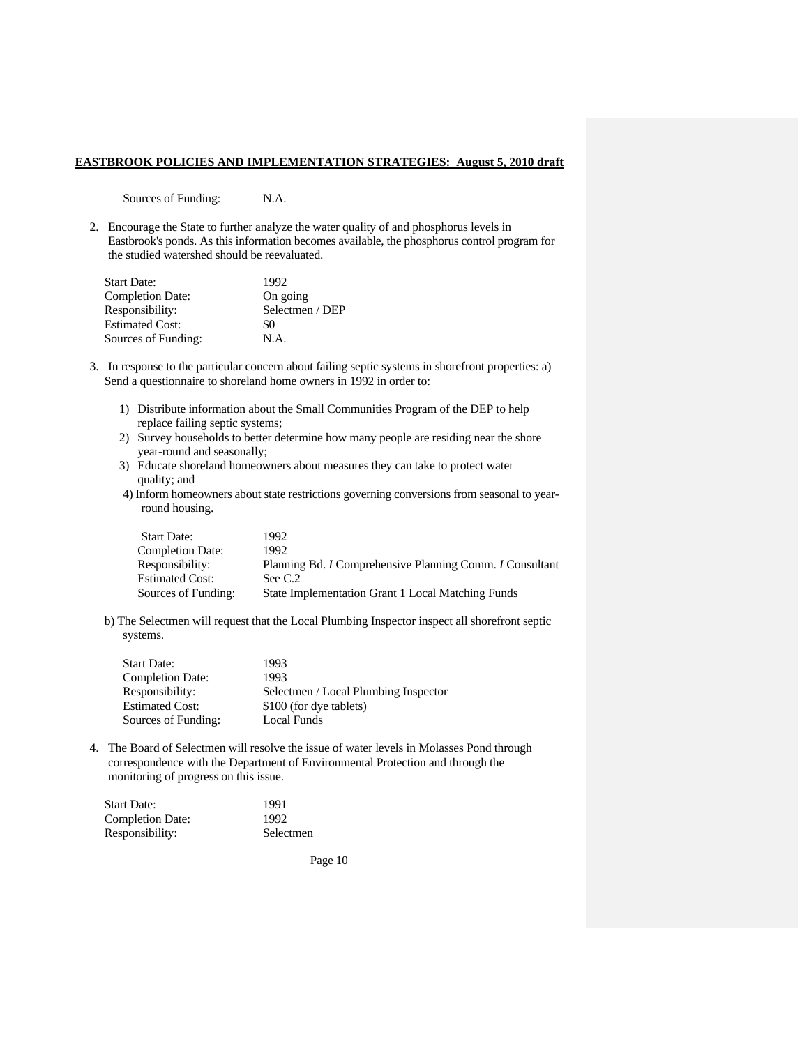Sources of Funding: N.A.

2. Encourage the State to further analyze the water quality of and phosphorus levels in Eastbrook's ponds. As this information becomes available, the phosphorus control program for the studied watershed should be reevaluated.

| | |
|---|---|
| Start Date: | 1992 |
| Completion Date: | On going |
| Responsibility: | Selectmen / DEP |
| Estimated Cost: | $0 |
| Sources of Funding: | N.A. |

3. In response to the particular concern about failing septic systems in shorefront properties: a) Send a questionnaire to shoreland home owners in 1992 in order to:

   1) Distribute information about the Small Communities Program of the DEP to help replace failing septic systems;
   2) Survey households to better determine how many people are residing near the shore year-round and seasonally;
   3) Educate shoreland homeowners about measures they can take to protect water quality; and
   4) Inform homeowners about state restrictions governing conversions from seasonal to year-round housing.

| | |
|---|---|
| Start Date: | 1992 |
| Completion Date: | 1992 |
| Responsibility: | Planning Bd. *I* Comprehensive Planning Comm. *I* Consultant |
| Estimated Cost: | See C.2 |
| Sources of Funding: | State Implementation Grant 1 Local Matching Funds |

b) The Selectmen will request that the Local Plumbing Inspector inspect all shorefront septic systems.

| | |
|---|---|
| Start Date: | 1993 |
| Completion Date: | 1993 |
| Responsibility: | Selectmen / Local Plumbing Inspector |
| Estimated Cost: | $100 (for dye tablets) |
| Sources of Funding: | Local Funds |

4. The Board of Selectmen will resolve the issue of water levels in Molasses Pond through correspondence with the Department of Environmental Protection and through the monitoring of progress on this issue.

| | |
|---|---|
| Start Date: | 1991 |
| Completion Date: | 1992 |
| Responsibility: | Selectmen |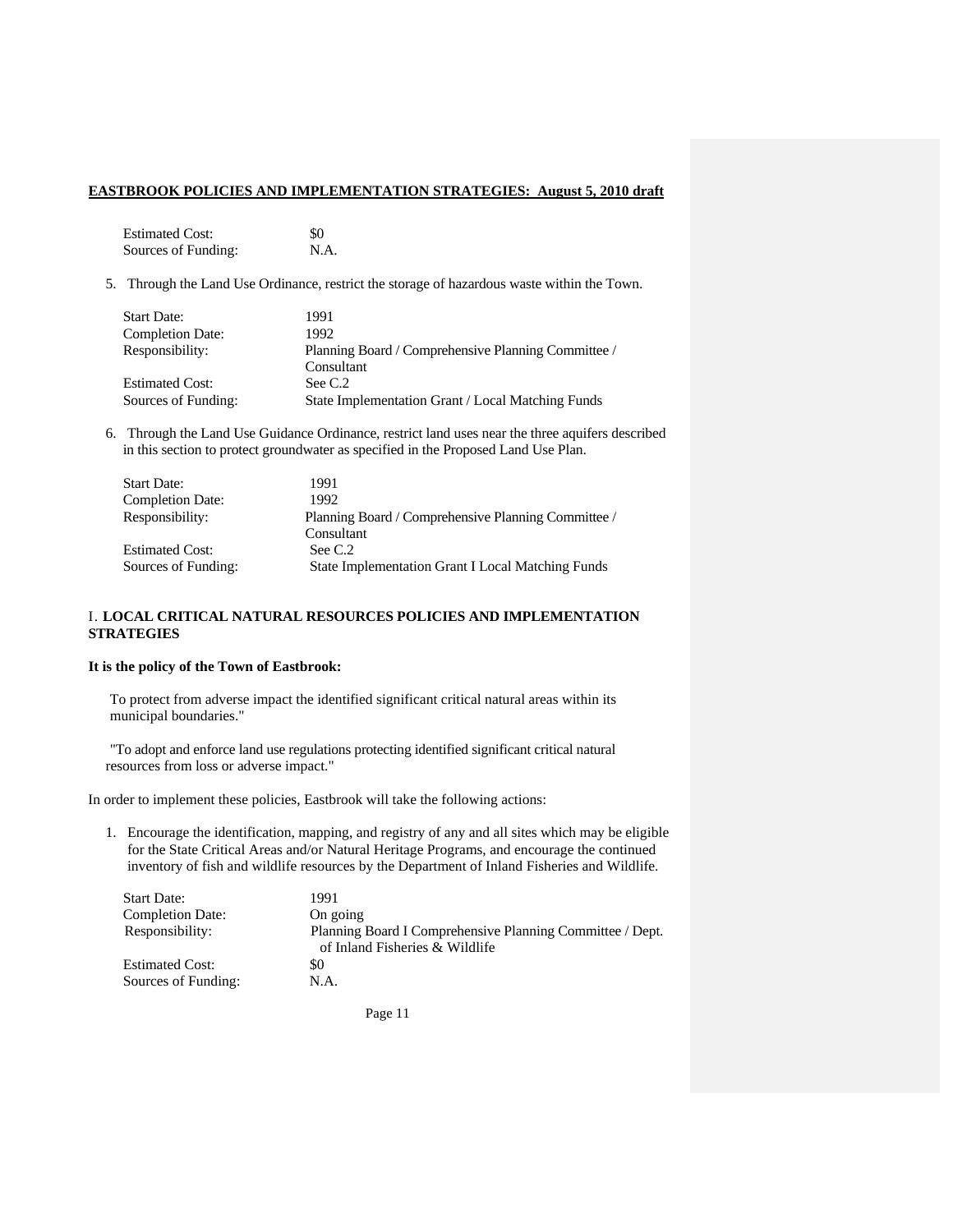Estimated Cost: $0
Sources of Funding: N.A.

5. Through the Land Use Ordinance, restrict the storage of hazardous waste within the Town.

| | |
|---|---|
| Start Date: | 1991 |
| Completion Date: | 1992 |
| Responsibility: | Planning Board / Comprehensive Planning Committee / Consultant |
| Estimated Cost: | See C.2 |
| Sources of Funding: | State Implementation Grant / Local Matching Funds |

6. Through the Land Use Guidance Ordinance, restrict land uses near the three aquifers described in this section to protect groundwater as specified in the Proposed Land Use Plan.

| | |
|---|---|
| Start Date: | 1991 |
| Completion Date: | 1992 |
| Responsibility: | Planning Board / Comprehensive Planning Committee / Consultant |
| Estimated Cost: | See C.2 |
| Sources of Funding: | State Implementation Grant I Local Matching Funds |

## I. LOCAL CRITICAL NATURAL RESOURCES POLICIES AND IMPLEMENTATION STRATEGIES

**It is the policy of the Town of Eastbrook:**

To protect from adverse impact the identified significant critical natural areas within its municipal boundaries."

"To adopt and enforce land use regulations protecting identified significant critical natural resources from loss or adverse impact."

In order to implement these policies, Eastbrook will take the following actions:

1. Encourage the identification, mapping, and registry of any and all sites which may be eligible for the State Critical Areas and/or Natural Heritage Programs, and encourage the continued inventory of fish and wildlife resources by the Department of Inland Fisheries and Wildlife.

| | |
|---|---|
| Start Date: | 1991 |
| Completion Date: | On going |
| Responsibility: | Planning Board I Comprehensive Planning Committee / Dept. of Inland Fisheries & Wildlife |
| Estimated Cost: | $0 |
| Sources of Funding: | N.A. |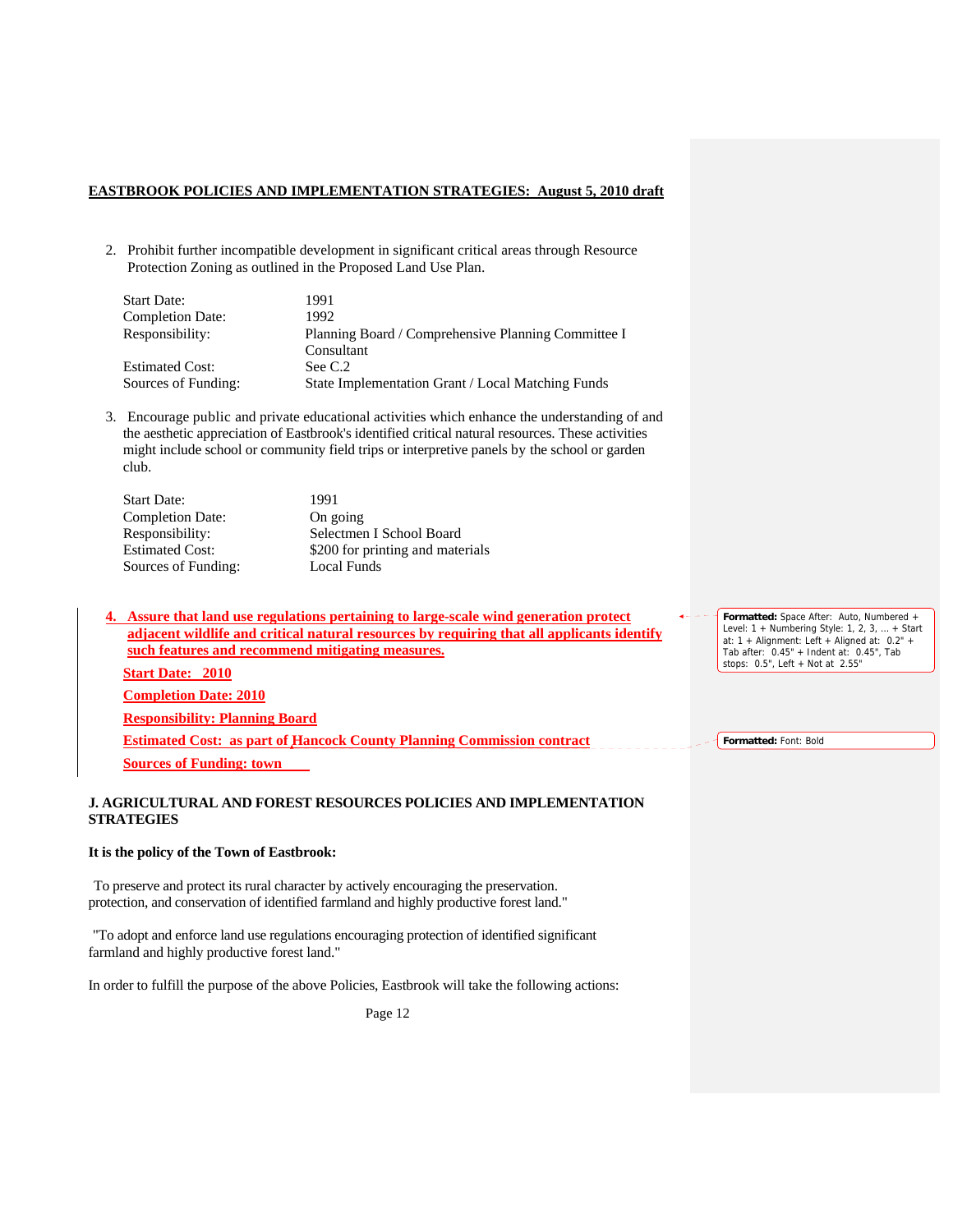2. Prohibit further incompatible development in significant critical areas through Resource Protection Zoning as outlined in the Proposed Land Use Plan.

| | |
|---|---|
| Start Date: | 1991 |
| Completion Date: | 1992 |
| Responsibility: | Planning Board / Comprehensive Planning Committee I Consultant |
| Estimated Cost: | See C.2 |
| Sources of Funding: | State Implementation Grant / Local Matching Funds |

3. Encourage public and private educational activities which enhance the understanding of and the aesthetic appreciation of Eastbrook's identified critical natural resources. These activities might include school or community field trips or interpretive panels by the school or garden club.

| | |
|---|---|
| Start Date: | 1991 |
| Completion Date: | On going |
| Responsibility: | Selectmen I School Board |
| Estimated Cost: | $200 for printing and materials |
| Sources of Funding: | Local Funds |

**4. Assure that land use regulations pertaining to large-scale wind generation protect adjacent wildlife and critical natural resources by requiring that all applicants identify such features and recommend mitigating measures.**

**Start Date: 2010**

**Completion Date: 2010**

**Responsibility: Planning Board**

**Estimated Cost: as part of Hancock County Planning Commission contract**

**Sources of Funding: town**

**J. AGRICULTURAL AND FOREST RESOURCES POLICIES AND IMPLEMENTATION STRATEGIES**

**It is the policy of the Town of Eastbrook:**

To preserve and protect its rural character by actively encouraging the preservation. protection, and conservation of identified farmland and highly productive forest land."

"To adopt and enforce land use regulations encouraging protection of identified significant farmland and highly productive forest land."

In order to fulfill the purpose of the above Policies, Eastbrook will take the following actions: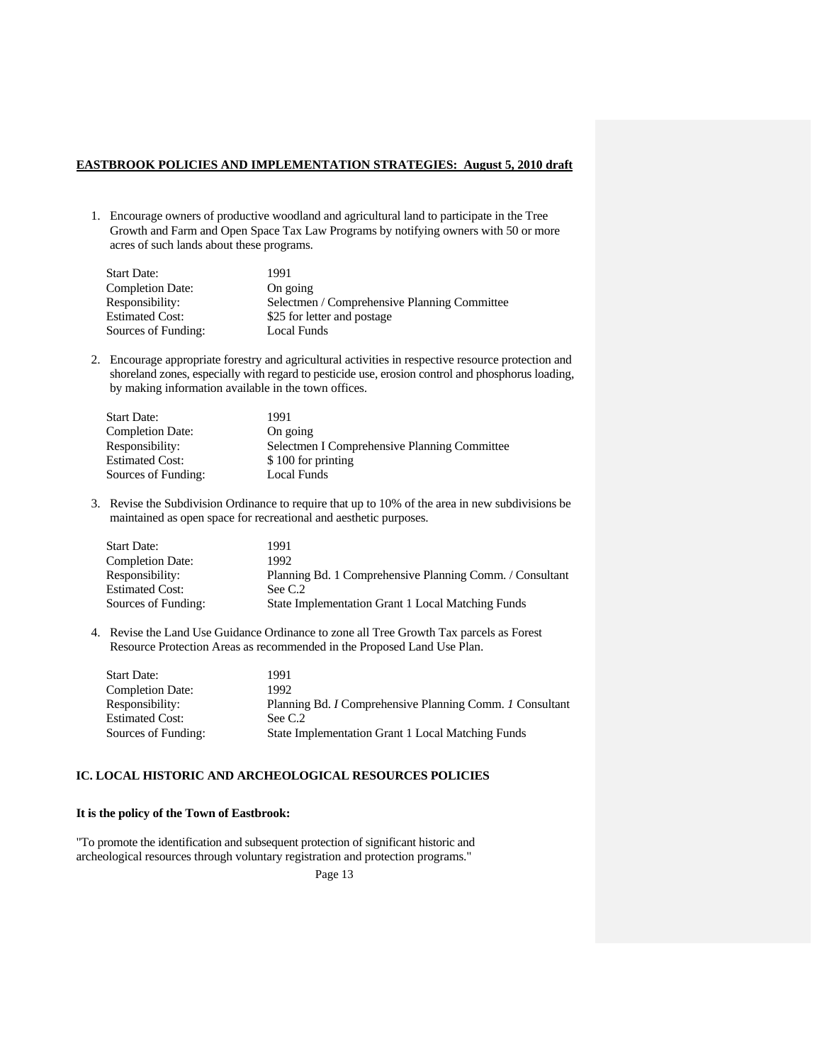**EASTBROOK POLICIES AND IMPLEMENTATION STRATEGIES: August 5, 2010 draft**

1. Encourage owners of productive woodland and agricultural land to participate in the Tree Growth and Farm and Open Space Tax Law Programs by notifying owners with 50 or more acres of such lands about these programs.

| | |
|---|---|
| Start Date: | 1991 |
| Completion Date: | On going |
| Responsibility: | Selectmen / Comprehensive Planning Committee |
| Estimated Cost: | $25 for letter and postage |
| Sources of Funding: | Local Funds |

2. Encourage appropriate forestry and agricultural activities in respective resource protection and shoreland zones, especially with regard to pesticide use, erosion control and phosphorus loading, by making information available in the town offices.

| | |
|---|---|
| Start Date: | 1991 |
| Completion Date: | On going |
| Responsibility: | Selectmen I Comprehensive Planning Committee |
| Estimated Cost: | $ 100 for printing |
| Sources of Funding: | Local Funds |

3. Revise the Subdivision Ordinance to require that up to 10% of the area in new subdivisions be maintained as open space for recreational and aesthetic purposes.

| | |
|---|---|
| Start Date: | 1991 |
| Completion Date: | 1992 |
| Responsibility: | Planning Bd. 1 Comprehensive Planning Comm. / Consultant |
| Estimated Cost: | See C.2 |
| Sources of Funding: | State Implementation Grant 1 Local Matching Funds |

4. Revise the Land Use Guidance Ordinance to zone all Tree Growth Tax parcels as Forest Resource Protection Areas as recommended in the Proposed Land Use Plan.

| | |
|---|---|
| Start Date: | 1991 |
| Completion Date: | 1992 |
| Responsibility: | Planning Bd. *I* Comprehensive Planning Comm. *1* Consultant |
| Estimated Cost: | See C.2 |
| Sources of Funding: | State Implementation Grant 1 Local Matching Funds |

**IC. LOCAL HISTORIC AND ARCHEOLOGICAL RESOURCES POLICIES**

**It is the policy of the Town of Eastbrook:**

"To promote the identification and subsequent protection of significant historic and archeological resources through voluntary registration and protection programs."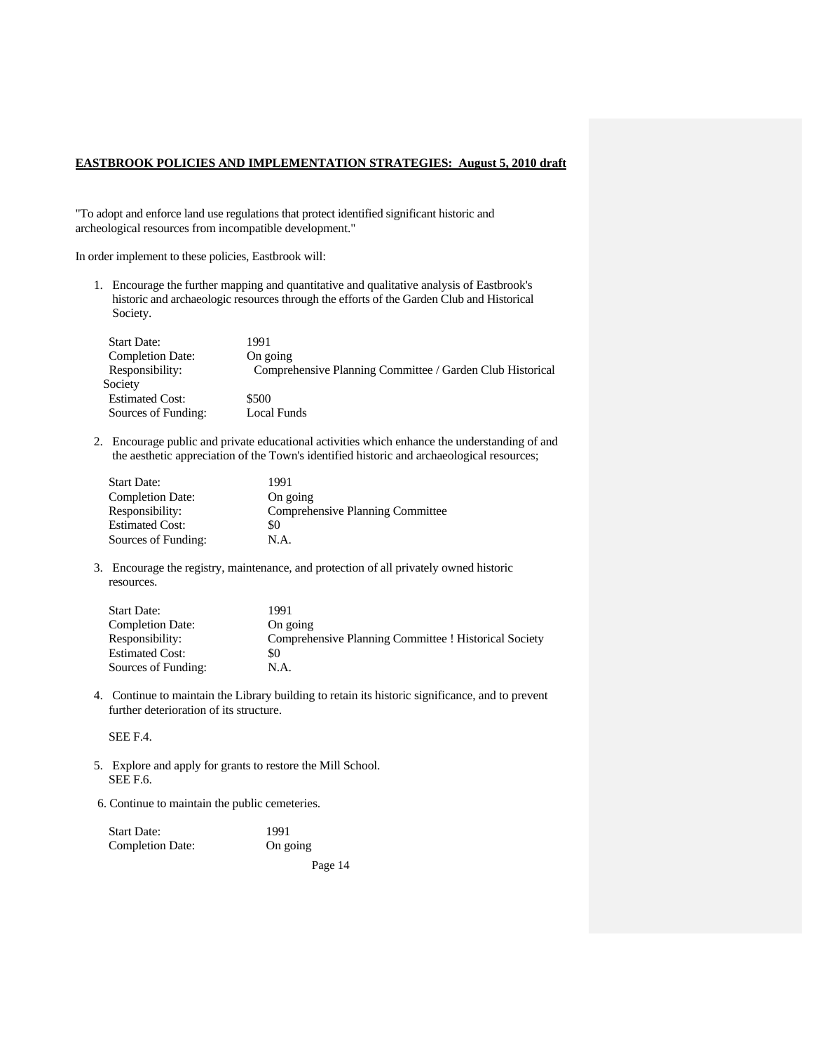**EASTBROOK POLICIES AND IMPLEMENTATION STRATEGIES: August 5, 2010 draft**

"To adopt and enforce land use regulations that protect identified significant historic and archeological resources from incompatible development."

In order implement to these policies, Eastbrook will:

1. Encourage the further mapping and quantitative and qualitative analysis of Eastbrook's historic and archaeologic resources through the efforts of the Garden Club and Historical Society.

   Start Date: 1991
   Completion Date: On going
   Responsibility: Comprehensive Planning Committee / Garden Club Historical Society
   Estimated Cost: $500
   Sources of Funding: Local Funds

2. Encourage public and private educational activities which enhance the understanding of and the aesthetic appreciation of the Town's identified historic and archaeological resources;

   Start Date: 1991
   Completion Date: On going
   Responsibility: Comprehensive Planning Committee
   Estimated Cost: $0
   Sources of Funding: N.A.

3. Encourage the registry, maintenance, and protection of all privately owned historic resources.

   Start Date: 1991
   Completion Date: On going
   Responsibility: Comprehensive Planning Committee ! Historical Society
   Estimated Cost: $0
   Sources of Funding: N.A.

4. Continue to maintain the Library building to retain its historic significance, and to prevent further deterioration of its structure.

   SEE F.4.

5. Explore and apply for grants to restore the Mill School.
   SEE F.6.

6. Continue to maintain the public cemeteries.

   Start Date: 1991
   Completion Date: On going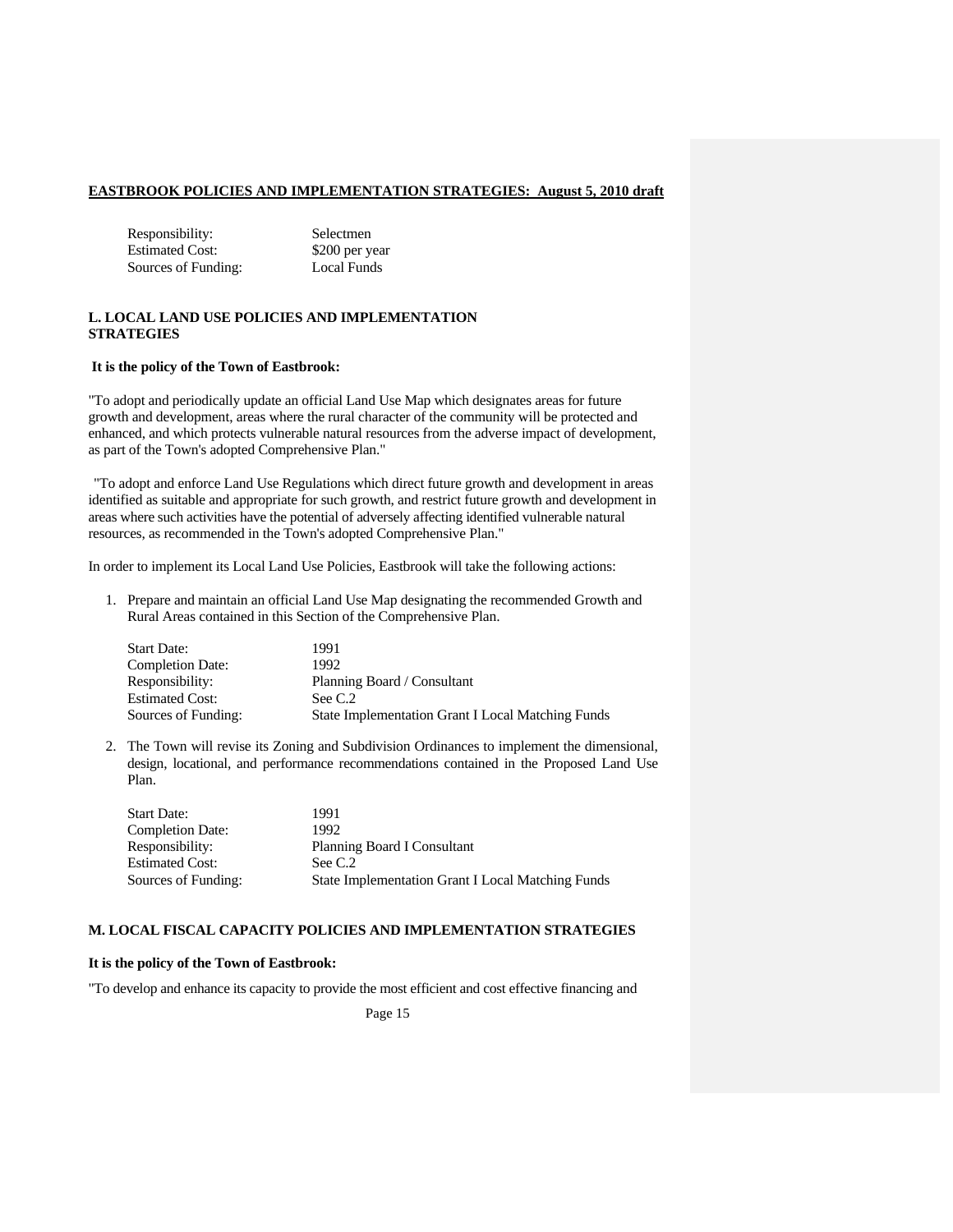| | |
|---|---|
| Responsibility: | Selectmen |
| Estimated Cost: | $200 per year |
| Sources of Funding: | Local Funds |

## L. LOCAL LAND USE POLICIES AND IMPLEMENTATION STRATEGIES

**It is the policy of the Town of Eastbrook:**

"To adopt and periodically update an official Land Use Map which designates areas for future growth and development, areas where the rural character of the community will be protected and enhanced, and which protects vulnerable natural resources from the adverse impact of development, as part of the Town's adopted Comprehensive Plan."

"To adopt and enforce Land Use Regulations which direct future growth and development in areas identified as suitable and appropriate for such growth, and restrict future growth and development in areas where such activities have the potential of adversely affecting identified vulnerable natural resources, as recommended in the Town's adopted Comprehensive Plan."

In order to implement its Local Land Use Policies, Eastbrook will take the following actions:

1. Prepare and maintain an official Land Use Map designating the recommended Growth and Rural Areas contained in this Section of the Comprehensive Plan.

| | |
|---|---|
| Start Date: | 1991 |
| Completion Date: | 1992 |
| Responsibility: | Planning Board / Consultant |
| Estimated Cost: | See C.2 |
| Sources of Funding: | State Implementation Grant I Local Matching Funds |

2. The Town will revise its Zoning and Subdivision Ordinances to implement the dimensional, design, locational, and performance recommendations contained in the Proposed Land Use Plan.

| | |
|---|---|
| Start Date: | 1991 |
| Completion Date: | 1992 |
| Responsibility: | Planning Board I Consultant |
| Estimated Cost: | See C.2 |
| Sources of Funding: | State Implementation Grant I Local Matching Funds |

## M. LOCAL FISCAL CAPACITY POLICIES AND IMPLEMENTATION STRATEGIES

**It is the policy of the Town of Eastbrook:**

"To develop and enhance its capacity to provide the most efficient and cost effective financing and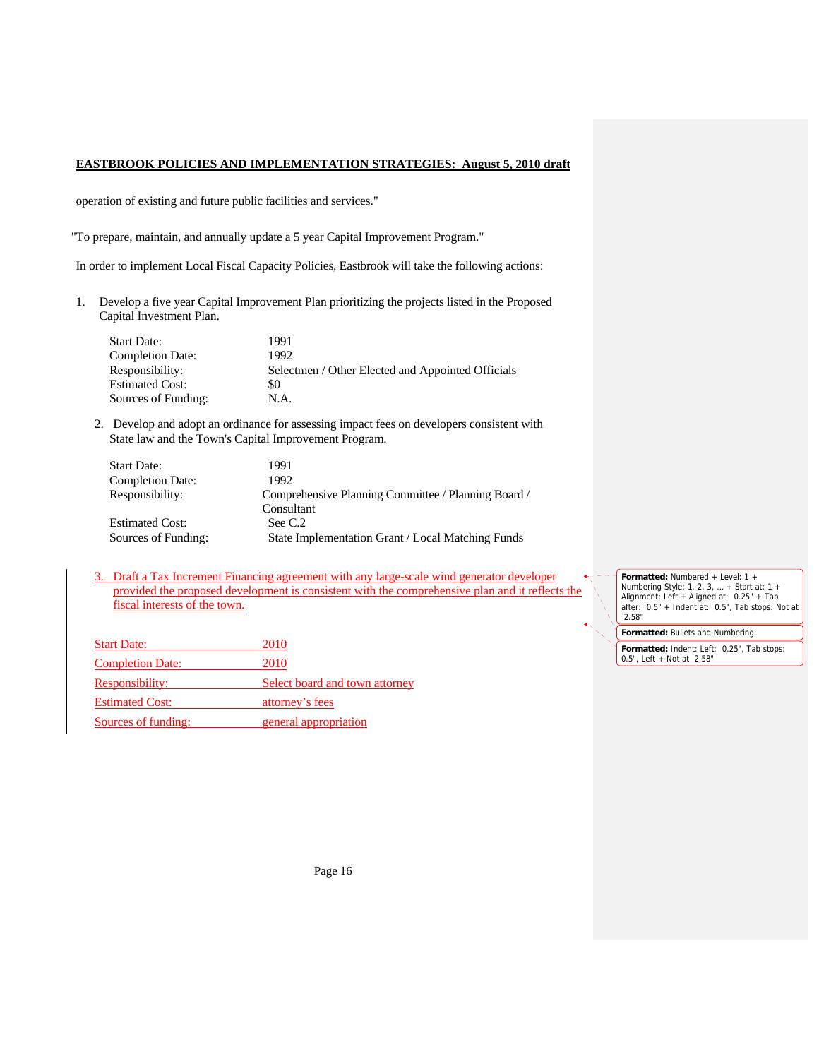operation of existing and future public facilities and services."

"To prepare, maintain, and annually update a 5 year Capital Improvement Program."

In order to implement Local Fiscal Capacity Policies, Eastbrook will take the following actions:

1. Develop a five year Capital Improvement Plan prioritizing the projects listed in the Proposed Capital Investment Plan.

   | | |
   |---|---|
   | Start Date: | 1991 |
   | Completion Date: | 1992 |
   | Responsibility: | Selectmen / Other Elected and Appointed Officials |
   | Estimated Cost: | $0 |
   | Sources of Funding: | N.A. |

2. Develop and adopt an ordinance for assessing impact fees on developers consistent with State law and the Town's Capital Improvement Program.

   | | |
   |---|---|
   | Start Date: | 1991 |
   | Completion Date: | 1992 |
   | Responsibility: | Comprehensive Planning Committee / Planning Board / Consultant |
   | Estimated Cost: | See C.2 |
   | Sources of Funding: | State Implementation Grant / Local Matching Funds |

3. Draft a Tax Increment Financing agreement with any large-scale wind generator developer provided the proposed development is consistent with the comprehensive plan and it reflects the fiscal interests of the town.

   | | |
   |---|---|
   | Start Date: | 2010 |
   | Completion Date: | 2010 |
   | Responsibility: | Select board and town attorney |
   | Estimated Cost: | attorney's fees |
   | Sources of funding: | general appropriation |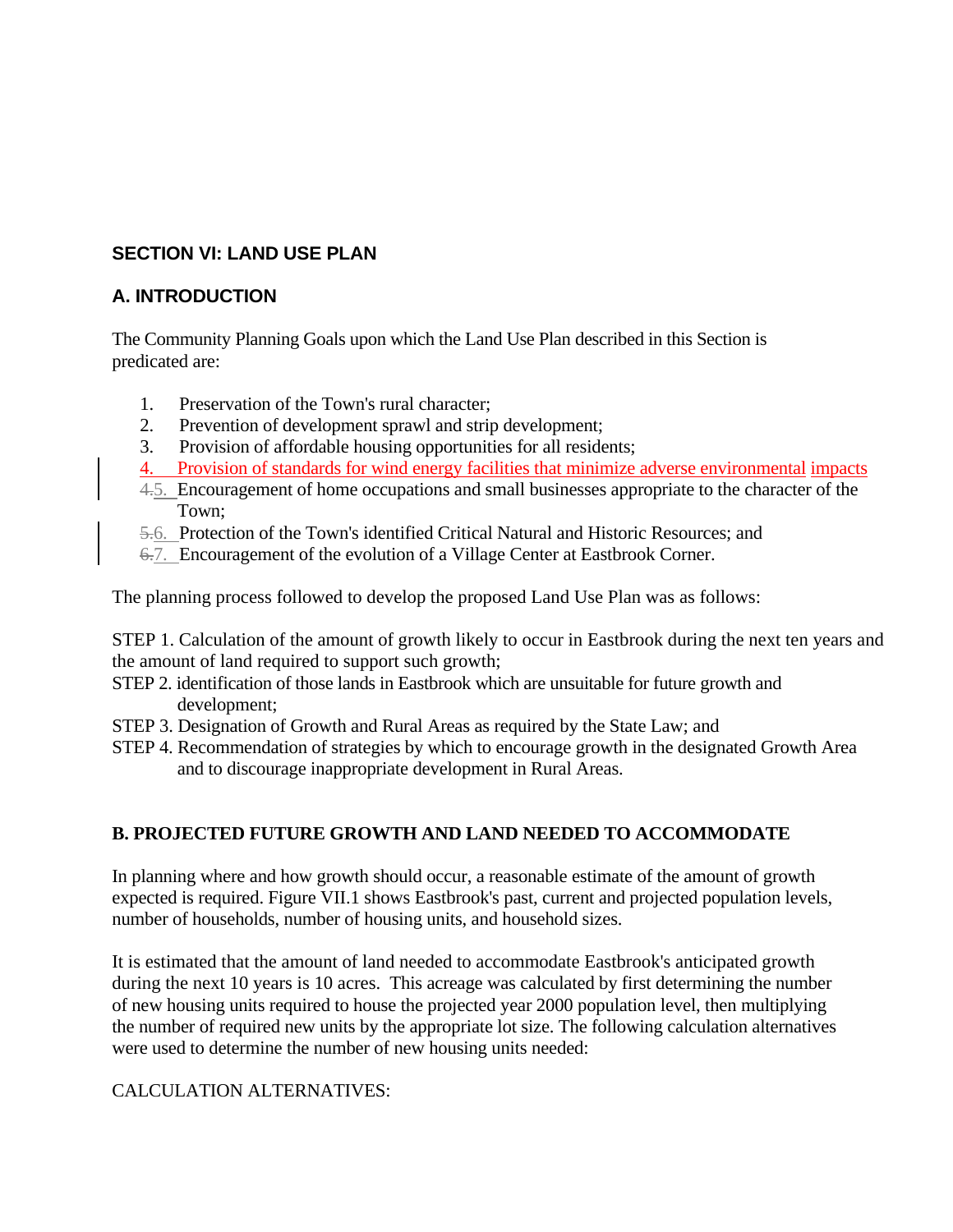## SECTION VI: LAND USE PLAN

### A. INTRODUCTION

The Community Planning Goals upon which the Land Use Plan described in this Section is predicated are:

1. Preservation of the Town's rural character;
2. Prevention of development sprawl and strip development;
3. Provision of affordable housing opportunities for all residents;
4. Provision of standards for wind energy facilities that minimize adverse environmental impacts

~~4.~~5. Encouragement of home occupations and small businesses appropriate to the character of the Town;

~~5.~~6. Protection of the Town's identified Critical Natural and Historic Resources; and

~~6.~~7. Encouragement of the evolution of a Village Center at Eastbrook Corner.

The planning process followed to develop the proposed Land Use Plan was as follows:

STEP 1. Calculation of the amount of growth likely to occur in Eastbrook during the next ten years and the amount of land required to support such growth;

STEP 2. identification of those lands in Eastbrook which are unsuitable for future growth and development;

STEP 3. Designation of Growth and Rural Areas as required by the State Law; and

STEP 4. Recommendation of strategies by which to encourage growth in the designated Growth Area and to discourage inappropriate development in Rural Areas.

### B. PROJECTED FUTURE GROWTH AND LAND NEEDED TO ACCOMMODATE

In planning where and how growth should occur, a reasonable estimate of the amount of growth expected is required. Figure VII.1 shows Eastbrook's past, current and projected population levels, number of households, number of housing units, and household sizes.

It is estimated that the amount of land needed to accommodate Eastbrook's anticipated growth during the next 10 years is 10 acres. This acreage was calculated by first determining the number of new housing units required to house the projected year 2000 population level, then multiplying the number of required new units by the appropriate lot size. The following calculation alternatives were used to determine the number of new housing units needed:

CALCULATION ALTERNATIVES: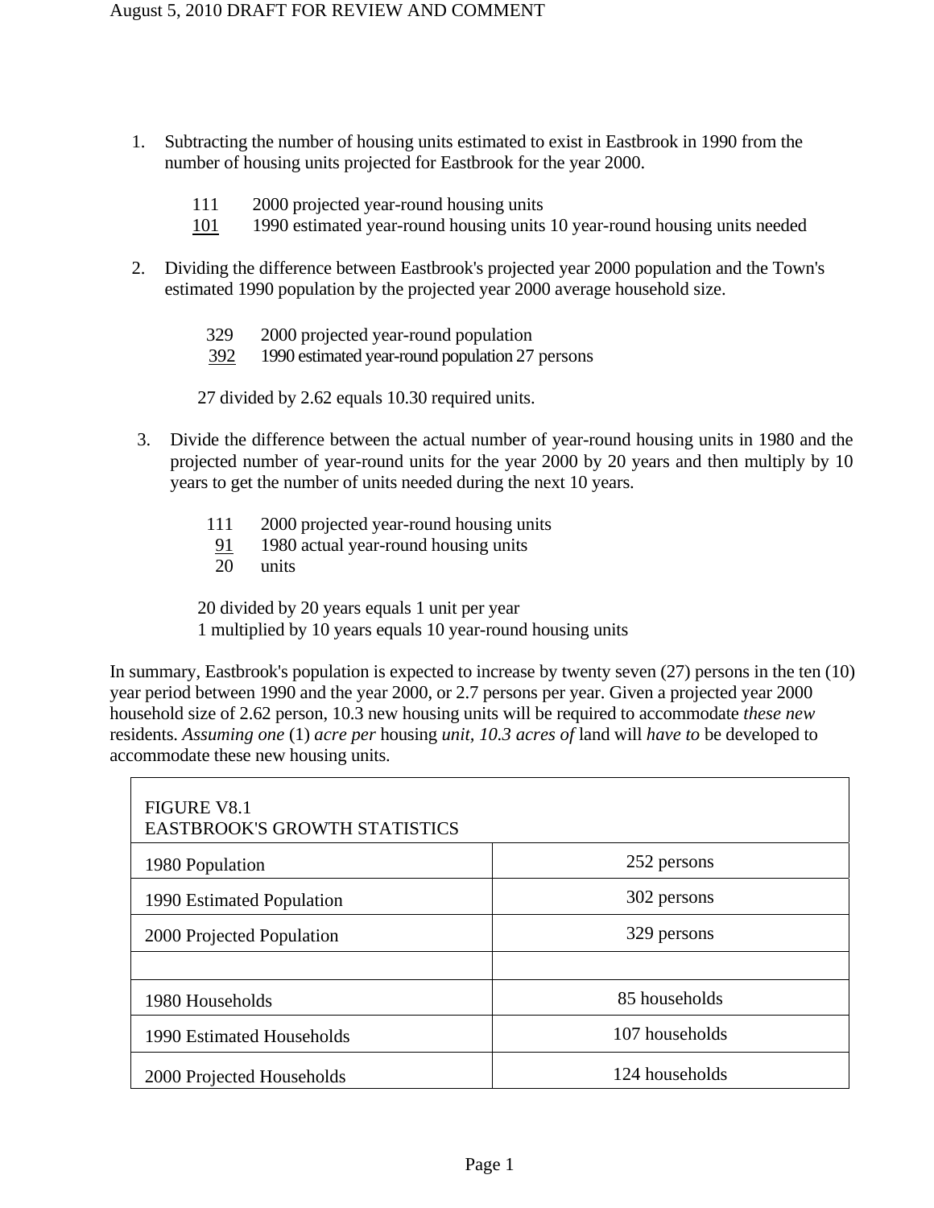1. Subtracting the number of housing units estimated to exist in Eastbrook in 1990 from the number of housing units projected for Eastbrook for the year 2000.

   111 2000 projected year-round housing units
   <u>101</u> 1990 estimated year-round housing units 10 year-round housing units needed

2. Dividing the difference between Eastbrook's projected year 2000 population and the Town's estimated 1990 population by the projected year 2000 average household size.

   329 2000 projected year-round population
   <u>392</u> 1990 estimated year-round population 27 persons

   27 divided by 2.62 equals 10.30 required units.

3. Divide the difference between the actual number of year-round housing units in 1980 and the projected number of year-round units for the year 2000 by 20 years and then multiply by 10 years to get the number of units needed during the next 10 years.

   111 2000 projected year-round housing units
   <u>91</u> 1980 actual year-round housing units
   20 units

   20 divided by 20 years equals 1 unit per year
   1 multiplied by 10 years equals 10 year-round housing units

In summary, Eastbrook's population is expected to increase by twenty seven (27) persons in the ten (10) year period between 1990 and the year 2000, or 2.7 persons per year. Given a projected year 2000 household size of 2.62 person, 10.3 new housing units will be required to accommodate *these new* residents. *Assuming one* (1) *acre per* housing *unit, 10.3 acres of* land will *have to* be developed to accommodate these new housing units.

| FIGURE V8.1<br>EASTBROOK'S GROWTH STATISTICS | |
|---|---|
| 1980 Population | 252 persons |
| 1990 Estimated Population | 302 persons |
| 2000 Projected Population | 329 persons |
| | |
| 1980 Households | 85 households |
| 1990 Estimated Households | 107 households |
| 2000 Projected Households | 124 households |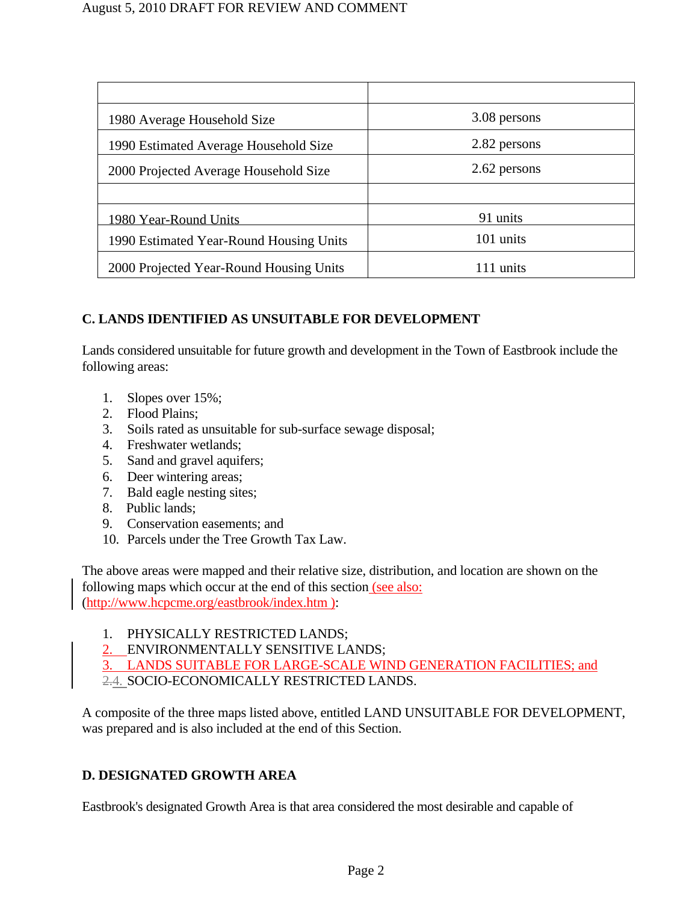| | |
|---|---|
| 1980 Average Household Size | 3.08 persons |
| 1990 Estimated Average Household Size | 2.82 persons |
| 2000 Projected Average Household Size | 2.62 persons |
| | |
| 1980 Year-Round Units | 91 units |
| 1990 Estimated Year-Round Housing Units | 101 units |
| 2000 Projected Year-Round Housing Units | 111 units |

## C. LANDS IDENTIFIED AS UNSUITABLE FOR DEVELOPMENT

Lands considered unsuitable for future growth and development in the Town of Eastbrook include the following areas:

1. Slopes over 15%;
2. Flood Plains;
3. Soils rated as unsuitable for sub-surface sewage disposal;
4. Freshwater wetlands;
5. Sand and gravel aquifers;
6. Deer wintering areas;
7. Bald eagle nesting sites;
8. Public lands;
9. Conservation easements; and
10. Parcels under the Tree Growth Tax Law.

The above areas were mapped and their relative size, distribution, and location are shown on the following maps which occur at the end of this section (see also: (http://www.hcpcme.org/eastbrook/index.htm ):

1. PHYSICALLY RESTRICTED LANDS;
2. ENVIRONMENTALLY SENSITIVE LANDS;
3. LANDS SUITABLE FOR LARGE-SCALE WIND GENERATION FACILITIES; and
4. SOCIO-ECONOMICALLY RESTRICTED LANDS.

A composite of the three maps listed above, entitled LAND UNSUITABLE FOR DEVELOPMENT, was prepared and is also included at the end of this Section.

## D. DESIGNATED GROWTH AREA

Eastbrook's designated Growth Area is that area considered the most desirable and capable of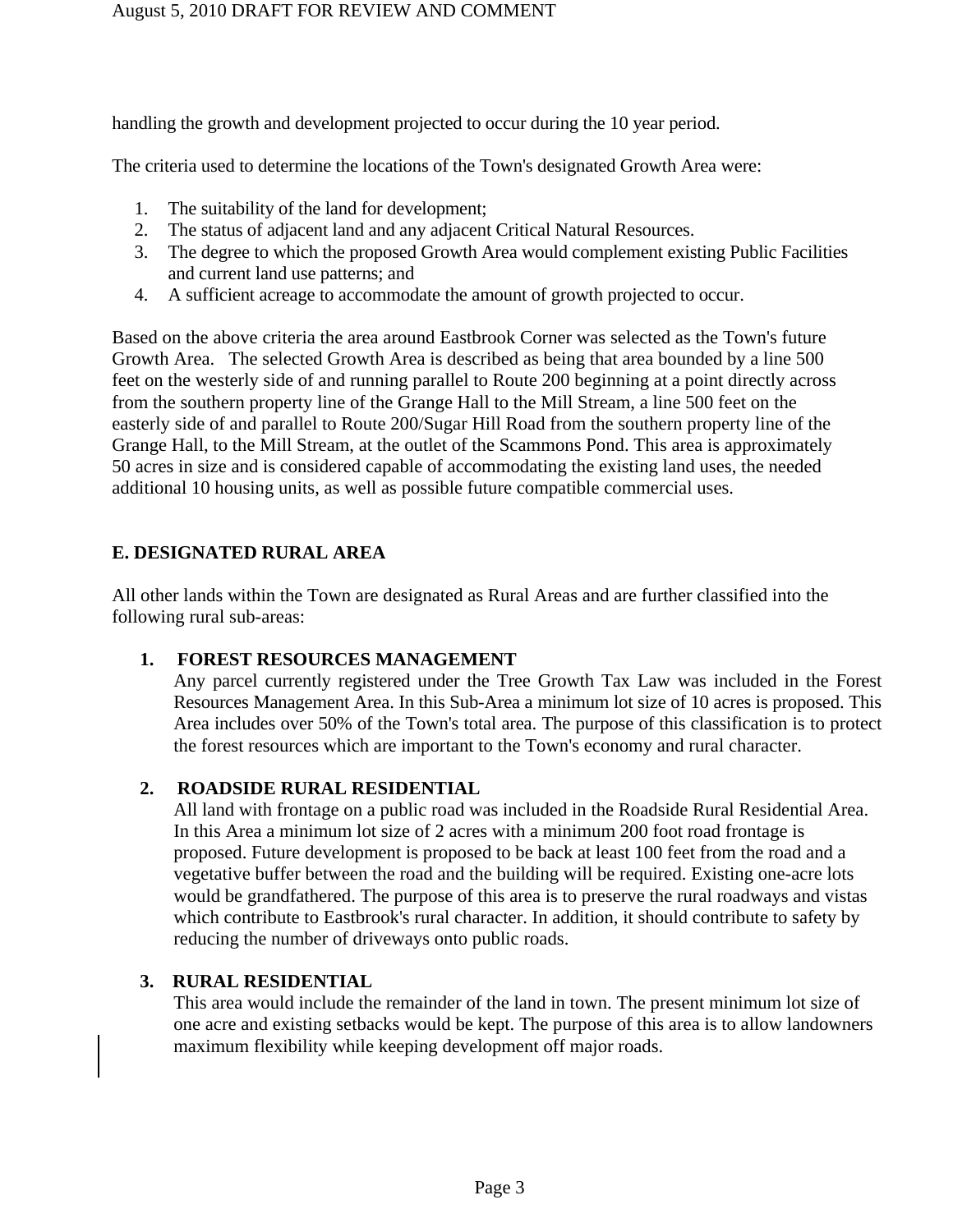handling the growth and development projected to occur during the 10 year period.

The criteria used to determine the locations of the Town's designated Growth Area were:

1. The suitability of the land for development;
2. The status of adjacent land and any adjacent Critical Natural Resources.
3. The degree to which the proposed Growth Area would complement existing Public Facilities and current land use patterns; and
4. A sufficient acreage to accommodate the amount of growth projected to occur.

Based on the above criteria the area around Eastbrook Corner was selected as the Town's future Growth Area. The selected Growth Area is described as being that area bounded by a line 500 feet on the westerly side of and running parallel to Route 200 beginning at a point directly across from the southern property line of the Grange Hall to the Mill Stream, a line 500 feet on the easterly side of and parallel to Route 200/Sugar Hill Road from the southern property line of the Grange Hall, to the Mill Stream, at the outlet of the Scammons Pond. This area is approximately 50 acres in size and is considered capable of accommodating the existing land uses, the needed additional 10 housing units, as well as possible future compatible commercial uses.

## E. DESIGNATED RURAL AREA

All other lands within the Town are designated as Rural Areas and are further classified into the following rural sub-areas:

### 1. FOREST RESOURCES MANAGEMENT

Any parcel currently registered under the Tree Growth Tax Law was included in the Forest Resources Management Area. In this Sub-Area a minimum lot size of 10 acres is proposed. This Area includes over 50% of the Town's total area. The purpose of this classification is to protect the forest resources which are important to the Town's economy and rural character.

### 2. ROADSIDE RURAL RESIDENTIAL

All land with frontage on a public road was included in the Roadside Rural Residential Area. In this Area a minimum lot size of 2 acres with a minimum 200 foot road frontage is proposed. Future development is proposed to be back at least 100 feet from the road and a vegetative buffer between the road and the building will be required. Existing one-acre lots would be grandfathered. The purpose of this area is to preserve the rural roadways and vistas which contribute to Eastbrook's rural character. In addition, it should contribute to safety by reducing the number of driveways onto public roads.

### 3. RURAL RESIDENTIAL

This area would include the remainder of the land in town. The present minimum lot size of one acre and existing setbacks would be kept. The purpose of this area is to allow landowners maximum flexibility while keeping development off major roads.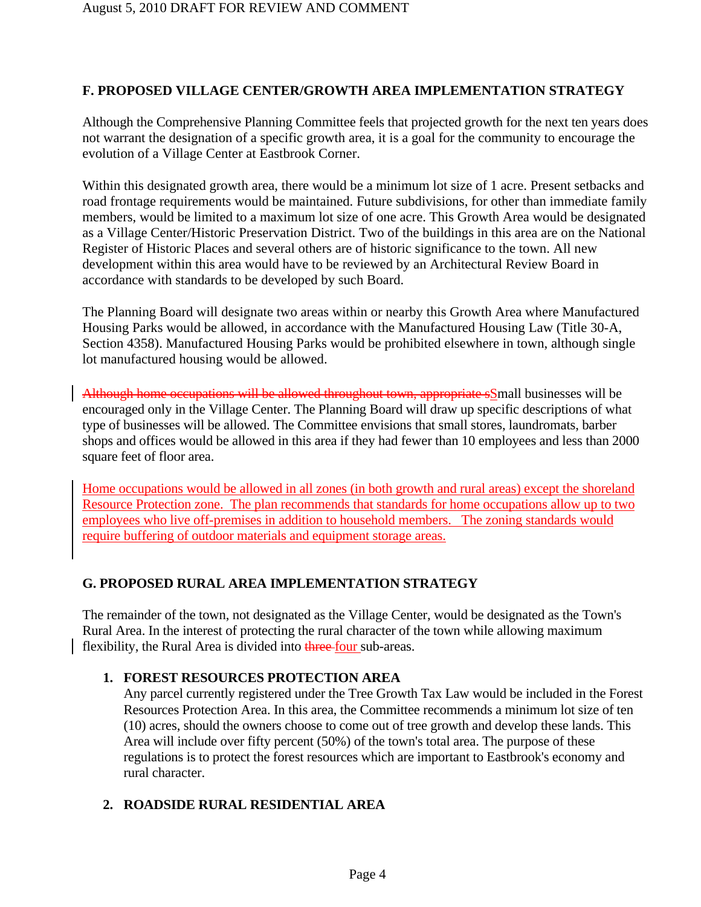## F. PROPOSED VILLAGE CENTER/GROWTH AREA IMPLEMENTATION STRATEGY

Although the Comprehensive Planning Committee feels that projected growth for the next ten years does not warrant the designation of a specific growth area, it is a goal for the community to encourage the evolution of a Village Center at Eastbrook Corner.

Within this designated growth area, there would be a minimum lot size of 1 acre. Present setbacks and road frontage requirements would be maintained. Future subdivisions, for other than immediate family members, would be limited to a maximum lot size of one acre. This Growth Area would be designated as a Village Center/Historic Preservation District. Two of the buildings in this area are on the National Register of Historic Places and several others are of historic significance to the town. All new development within this area would have to be reviewed by an Architectural Review Board in accordance with standards to be developed by such Board.

The Planning Board will designate two areas within or nearby this Growth Area where Manufactured Housing Parks would be allowed, in accordance with the Manufactured Housing Law (Title 30-A, Section 4358). Manufactured Housing Parks would be prohibited elsewhere in town, although single lot manufactured housing would be allowed.

~~Although home occupations will be allowed throughout town, appropriate s~~Small businesses will be encouraged only in the Village Center. The Planning Board will draw up specific descriptions of what type of businesses will be allowed. The Committee envisions that small stores, laundromats, barber shops and offices would be allowed in this area if they had fewer than 10 employees and less than 2000 square feet of floor area.

Home occupations would be allowed in all zones (in both growth and rural areas) except the shoreland Resource Protection zone. The plan recommends that standards for home occupations allow up to two employees who live off-premises in addition to household members. The zoning standards would require buffering of outdoor materials and equipment storage areas.

## G. PROPOSED RURAL AREA IMPLEMENTATION STRATEGY

The remainder of the town, not designated as the Village Center, would be designated as the Town's Rural Area. In the interest of protecting the rural character of the town while allowing maximum flexibility, the Rural Area is divided into ~~three~~ four sub-areas.

1. **FOREST RESOURCES PROTECTION AREA**
   Any parcel currently registered under the Tree Growth Tax Law would be included in the Forest Resources Protection Area. In this area, the Committee recommends a minimum lot size of ten (10) acres, should the owners choose to come out of tree growth and develop these lands. This Area will include over fifty percent (50%) of the town's total area. The purpose of these regulations is to protect the forest resources which are important to Eastbrook's economy and rural character.

2. **ROADSIDE RURAL RESIDENTIAL AREA**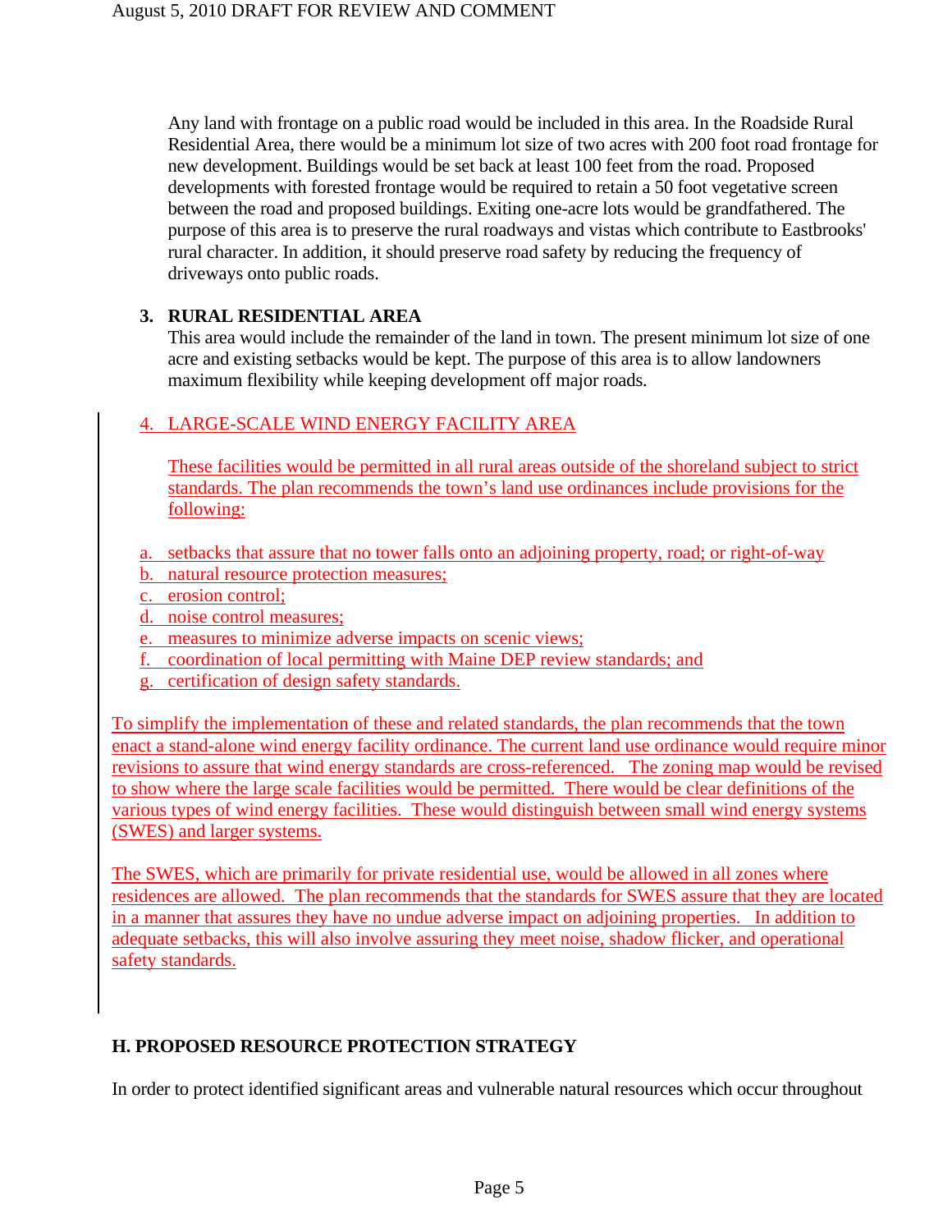Any land with frontage on a public road would be included in this area. In the Roadside Rural Residential Area, there would be a minimum lot size of two acres with 200 foot road frontage for new development. Buildings would be set back at least 100 feet from the road. Proposed developments with forested frontage would be required to retain a 50 foot vegetative screen between the road and proposed buildings. Exiting one-acre lots would be grandfathered. The purpose of this area is to preserve the rural roadways and vistas which contribute to Eastbrooks' rural character. In addition, it should preserve road safety by reducing the frequency of driveways onto public roads.

### 3. RURAL RESIDENTIAL AREA

This area would include the remainder of the land in town. The present minimum lot size of one acre and existing setbacks would be kept. The purpose of this area is to allow landowners maximum flexibility while keeping development off major roads.

### 4. LARGE-SCALE WIND ENERGY FACILITY AREA

These facilities would be permitted in all rural areas outside of the shoreland subject to strict standards. The plan recommends the town's land use ordinances include provisions for the following:

a. setbacks that assure that no tower falls onto an adjoining property, road; or right-of-way
b. natural resource protection measures;
c. erosion control;
d. noise control measures;
e. measures to minimize adverse impacts on scenic views;
f. coordination of local permitting with Maine DEP review standards; and
g. certification of design safety standards.

To simplify the implementation of these and related standards, the plan recommends that the town enact a stand-alone wind energy facility ordinance. The current land use ordinance would require minor revisions to assure that wind energy standards are cross-referenced. The zoning map would be revised to show where the large scale facilities would be permitted. There would be clear definitions of the various types of wind energy facilities. These would distinguish between small wind energy systems (SWES) and larger systems.

The SWES, which are primarily for private residential use, would be allowed in all zones where residences are allowed. The plan recommends that the standards for SWES assure that they are located in a manner that assures they have no undue adverse impact on adjoining properties. In addition to adequate setbacks, this will also involve assuring they meet noise, shadow flicker, and operational safety standards.

## H. PROPOSED RESOURCE PROTECTION STRATEGY

In order to protect identified significant areas and vulnerable natural resources which occur throughout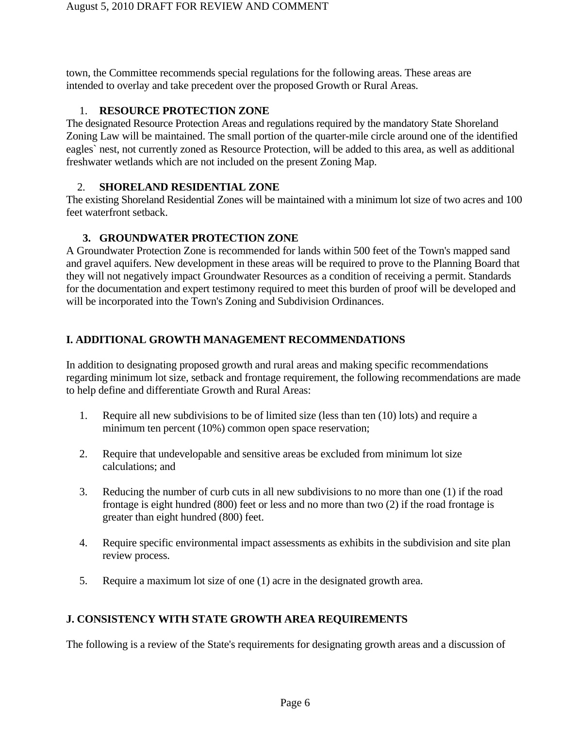town, the Committee recommends special regulations for the following areas. These areas are intended to overlay and take precedent over the proposed Growth or Rural Areas.

1. **RESOURCE PROTECTION ZONE**

The designated Resource Protection Areas and regulations required by the mandatory State Shoreland Zoning Law will be maintained. The small portion of the quarter-mile circle around one of the identified eagles` nest, not currently zoned as Resource Protection, will be added to this area, as well as additional freshwater wetlands which are not included on the present Zoning Map.

2. **SHORELAND RESIDENTIAL ZONE**

The existing Shoreland Residential Zones will be maintained with a minimum lot size of two acres and 100 feet waterfront setback.

3. **GROUNDWATER PROTECTION ZONE**

A Groundwater Protection Zone is recommended for lands within 500 feet of the Town's mapped sand and gravel aquifers. New development in these areas will be required to prove to the Planning Board that they will not negatively impact Groundwater Resources as a condition of receiving a permit. Standards for the documentation and expert testimony required to meet this burden of proof will be developed and will be incorporated into the Town's Zoning and Subdivision Ordinances.

## I. ADDITIONAL GROWTH MANAGEMENT RECOMMENDATIONS

In addition to designating proposed growth and rural areas and making specific recommendations regarding minimum lot size, setback and frontage requirement, the following recommendations are made to help define and differentiate Growth and Rural Areas:

1. Require all new subdivisions to be of limited size (less than ten (10) lots) and require a minimum ten percent (10%) common open space reservation;

2. Require that undevelopable and sensitive areas be excluded from minimum lot size calculations; and

3. Reducing the number of curb cuts in all new subdivisions to no more than one (1) if the road frontage is eight hundred (800) feet or less and no more than two (2) if the road frontage is greater than eight hundred (800) feet.

4. Require specific environmental impact assessments as exhibits in the subdivision and site plan review process.

5. Require a maximum lot size of one (1) acre in the designated growth area.

## J. CONSISTENCY WITH STATE GROWTH AREA REQUIREMENTS

The following is a review of the State's requirements for designating growth areas and a discussion of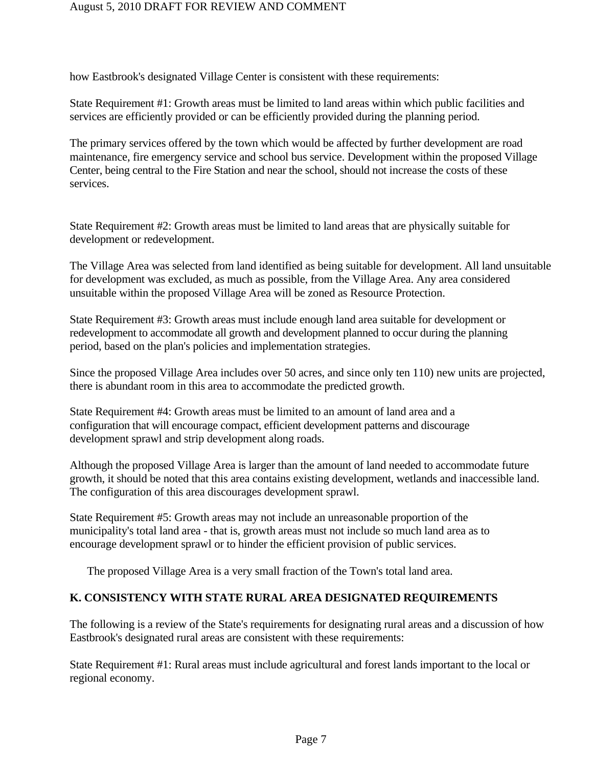how Eastbrook's designated Village Center is consistent with these requirements:

State Requirement #1: Growth areas must be limited to land areas within which public facilities and services are efficiently provided or can be efficiently provided during the planning period.

The primary services offered by the town which would be affected by further development are road maintenance, fire emergency service and school bus service. Development within the proposed Village Center, being central to the Fire Station and near the school, should not increase the costs of these services.

State Requirement #2: Growth areas must be limited to land areas that are physically suitable for development or redevelopment.

The Village Area was selected from land identified as being suitable for development. All land unsuitable for development was excluded, as much as possible, from the Village Area. Any area considered unsuitable within the proposed Village Area will be zoned as Resource Protection.

State Requirement #3: Growth areas must include enough land area suitable for development or redevelopment to accommodate all growth and development planned to occur during the planning period, based on the plan's policies and implementation strategies.

Since the proposed Village Area includes over 50 acres, and since only ten 110) new units are projected, there is abundant room in this area to accommodate the predicted growth.

State Requirement #4: Growth areas must be limited to an amount of land area and a configuration that will encourage compact, efficient development patterns and discourage development sprawl and strip development along roads.

Although the proposed Village Area is larger than the amount of land needed to accommodate future growth, it should be noted that this area contains existing development, wetlands and inaccessible land. The configuration of this area discourages development sprawl.

State Requirement #5: Growth areas may not include an unreasonable proportion of the municipality's total land area - that is, growth areas must not include so much land area as to encourage development sprawl or to hinder the efficient provision of public services.

The proposed Village Area is a very small fraction of the Town's total land area.

## K. CONSISTENCY WITH STATE RURAL AREA DESIGNATED REQUIREMENTS

The following is a review of the State's requirements for designating rural areas and a discussion of how Eastbrook's designated rural areas are consistent with these requirements:

State Requirement #1: Rural areas must include agricultural and forest lands important to the local or regional economy.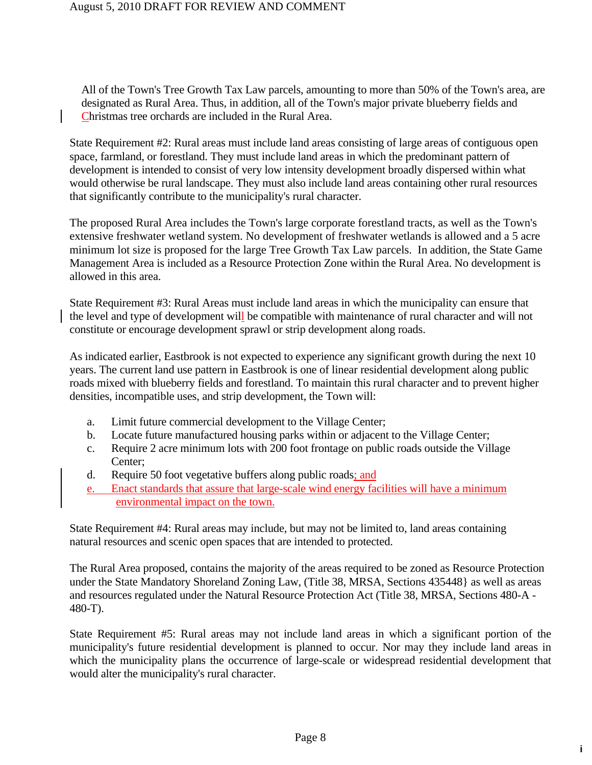All of the Town's Tree Growth Tax Law parcels, amounting to more than 50% of the Town's area, are designated as Rural Area. Thus, in addition, all of the Town's major private blueberry fields and Christmas tree orchards are included in the Rural Area.

State Requirement #2: Rural areas must include land areas consisting of large areas of contiguous open space, farmland, or forestland. They must include land areas in which the predominant pattern of development is intended to consist of very low intensity development broadly dispersed within what would otherwise be rural landscape. They must also include land areas containing other rural resources that significantly contribute to the municipality's rural character.

The proposed Rural Area includes the Town's large corporate forestland tracts, as well as the Town's extensive freshwater wetland system. No development of freshwater wetlands is allowed and a 5 acre minimum lot size is proposed for the large Tree Growth Tax Law parcels. In addition, the State Game Management Area is included as a Resource Protection Zone within the Rural Area. No development is allowed in this area.

State Requirement #3: Rural Areas must include land areas in which the municipality can ensure that the level and type of development will be compatible with maintenance of rural character and will not constitute or encourage development sprawl or strip development along roads.

As indicated earlier, Eastbrook is not expected to experience any significant growth during the next 10 years. The current land use pattern in Eastbrook is one of linear residential development along public roads mixed with blueberry fields and forestland. To maintain this rural character and to prevent higher densities, incompatible uses, and strip development, the Town will:

a. Limit future commercial development to the Village Center;
b. Locate future manufactured housing parks within or adjacent to the Village Center;
c. Require 2 acre minimum lots with 200 foot frontage on public roads outside the Village Center;
d. Require 50 foot vegetative buffers along public roads; and
e. Enact standards that assure that large-scale wind energy facilities will have a minimum environmental impact on the town.

State Requirement #4: Rural areas may include, but may not be limited to, land areas containing natural resources and scenic open spaces that are intended to protected.

The Rural Area proposed, contains the majority of the areas required to be zoned as Resource Protection under the State Mandatory Shoreland Zoning Law, (Title 38, MRSA, Sections 435448} as well as areas and resources regulated under the Natural Resource Protection Act (Title 38, MRSA, Sections 480-A - 480-T).

State Requirement #5: Rural areas may not include land areas in which a significant portion of the municipality's future residential development is planned to occur. Nor may they include land areas in which the municipality plans the occurrence of large-scale or widespread residential development that would alter the municipality's rural character.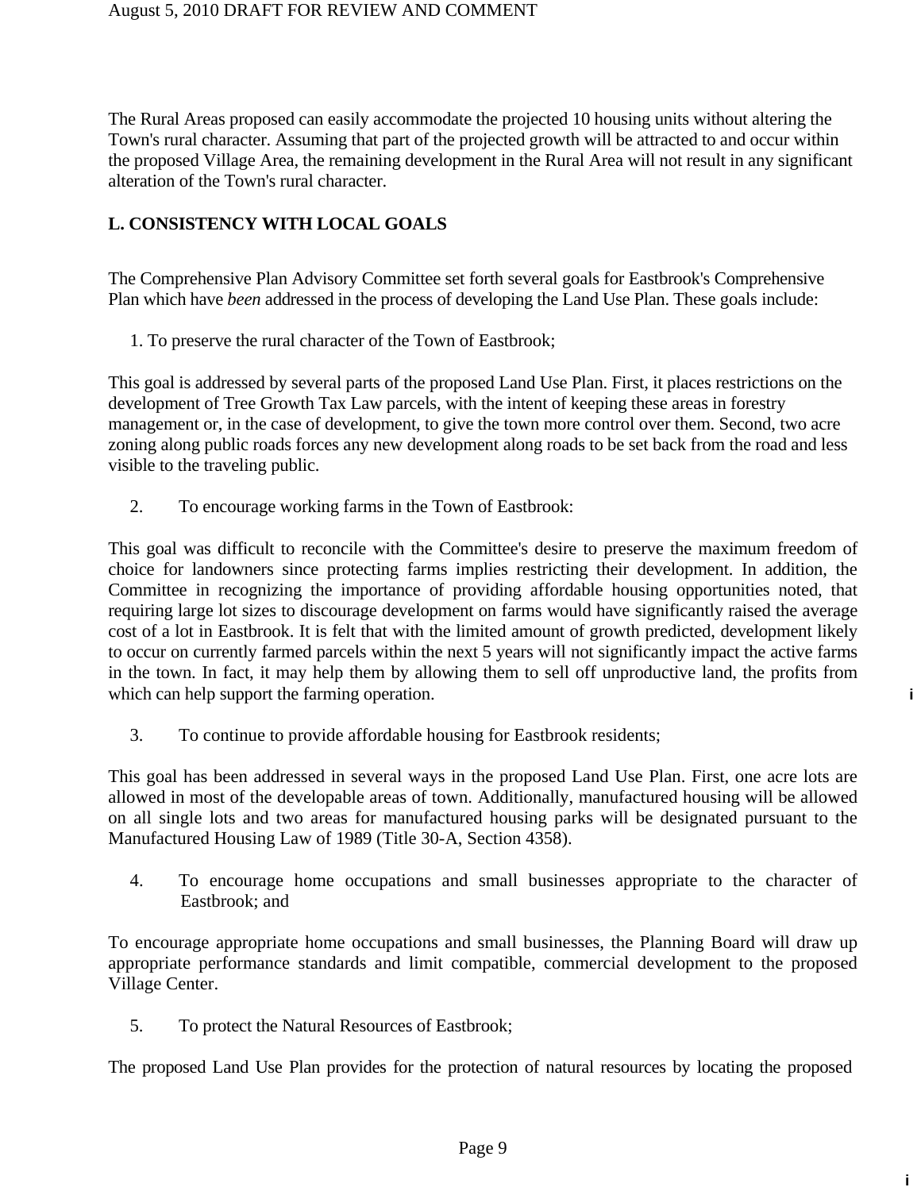The Rural Areas proposed can easily accommodate the projected 10 housing units without altering the Town's rural character. Assuming that part of the projected growth will be attracted to and occur within the proposed Village Area, the remaining development in the Rural Area will not result in any significant alteration of the Town's rural character.

## L. CONSISTENCY WITH LOCAL GOALS

The Comprehensive Plan Advisory Committee set forth several goals for Eastbrook's Comprehensive Plan which have *been* addressed in the process of developing the Land Use Plan. These goals include:

1. To preserve the rural character of the Town of Eastbrook;

This goal is addressed by several parts of the proposed Land Use Plan. First, it places restrictions on the development of Tree Growth Tax Law parcels, with the intent of keeping these areas in forestry management or, in the case of development, to give the town more control over them. Second, two acre zoning along public roads forces any new development along roads to be set back from the road and less visible to the traveling public.

2. To encourage working farms in the Town of Eastbrook:

This goal was difficult to reconcile with the Committee's desire to preserve the maximum freedom of choice for landowners since protecting farms implies restricting their development. In addition, the Committee in recognizing the importance of providing affordable housing opportunities noted, that requiring large lot sizes to discourage development on farms would have significantly raised the average cost of a lot in Eastbrook. It is felt that with the limited amount of growth predicted, development likely to occur on currently farmed parcels within the next 5 years will not significantly impact the active farms in the town. In fact, it may help them by allowing them to sell off unproductive land, the profits from which can help support the farming operation.

3. To continue to provide affordable housing for Eastbrook residents;

This goal has been addressed in several ways in the proposed Land Use Plan. First, one acre lots are allowed in most of the developable areas of town. Additionally, manufactured housing will be allowed on all single lots and two areas for manufactured housing parks will be designated pursuant to the Manufactured Housing Law of 1989 (Title 30-A, Section 4358).

4. To encourage home occupations and small businesses appropriate to the character of Eastbrook; and

To encourage appropriate home occupations and small businesses, the Planning Board will draw up appropriate performance standards and limit compatible, commercial development to the proposed Village Center.

5. To protect the Natural Resources of Eastbrook;

The proposed Land Use Plan provides for the protection of natural resources by locating the proposed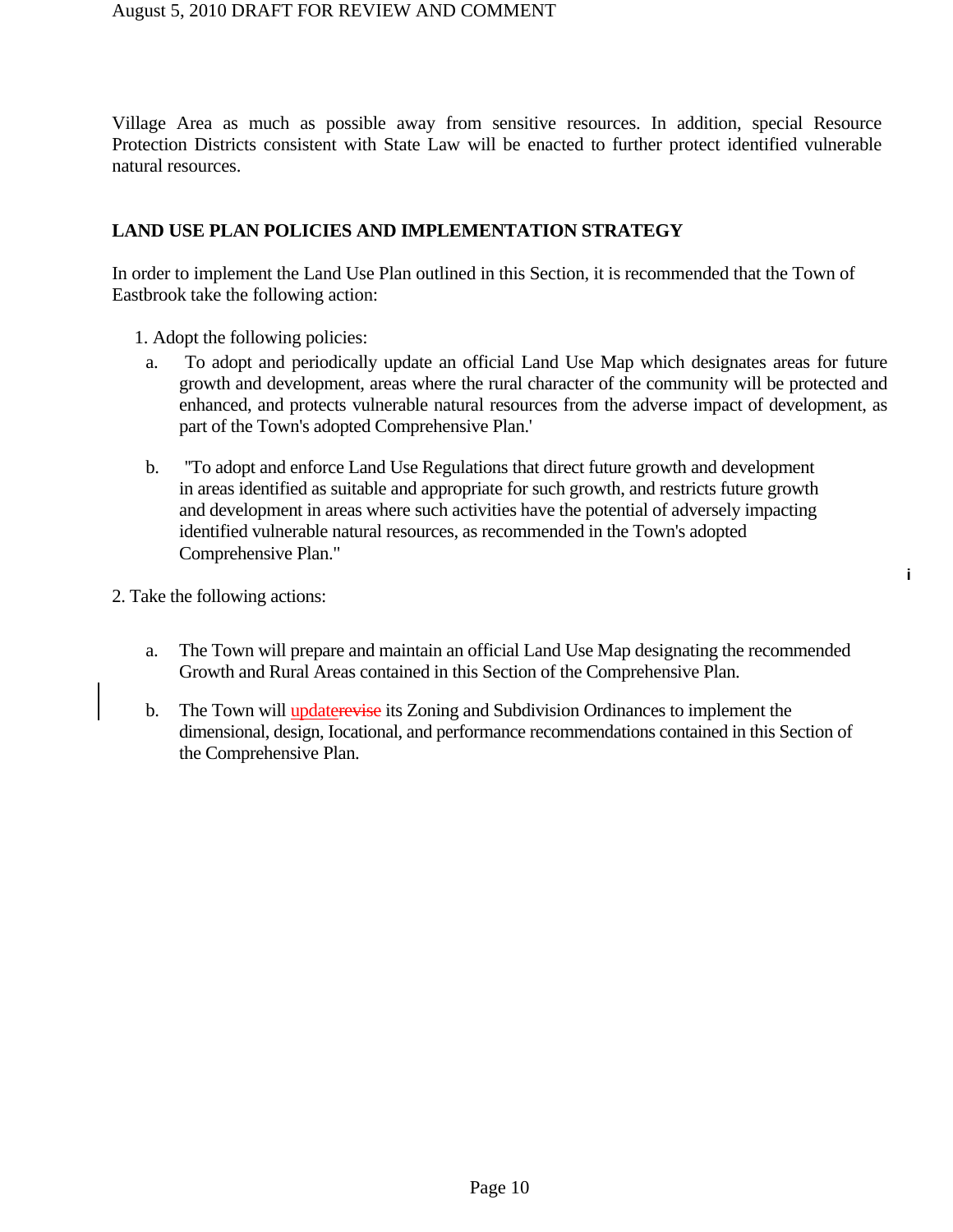Village Area as much as possible away from sensitive resources. In addition, special Resource Protection Districts consistent with State Law will be enacted to further protect identified vulnerable natural resources.

## LAND USE PLAN POLICIES AND IMPLEMENTATION STRATEGY

In order to implement the Land Use Plan outlined in this Section, it is recommended that the Town of Eastbrook take the following action:

1. Adopt the following policies:
   a. To adopt and periodically update an official Land Use Map which designates areas for future growth and development, areas where the rural character of the community will be protected and enhanced, and protects vulnerable natural resources from the adverse impact of development, as part of the Town's adopted Comprehensive Plan.'

   b. "To adopt and enforce Land Use Regulations that direct future growth and development in areas identified as suitable and appropriate for such growth, and restricts future growth and development in areas where such activities have the potential of adversely impacting identified vulnerable natural resources, as recommended in the Town's adopted Comprehensive Plan."

2. Take the following actions:

   a. The Town will prepare and maintain an official Land Use Map designating the recommended Growth and Rural Areas contained in this Section of the Comprehensive Plan.

   b. The Town will update~~revise~~ its Zoning and Subdivision Ordinances to implement the dimensional, design, Iocational, and performance recommendations contained in this Section of the Comprehensive Plan.